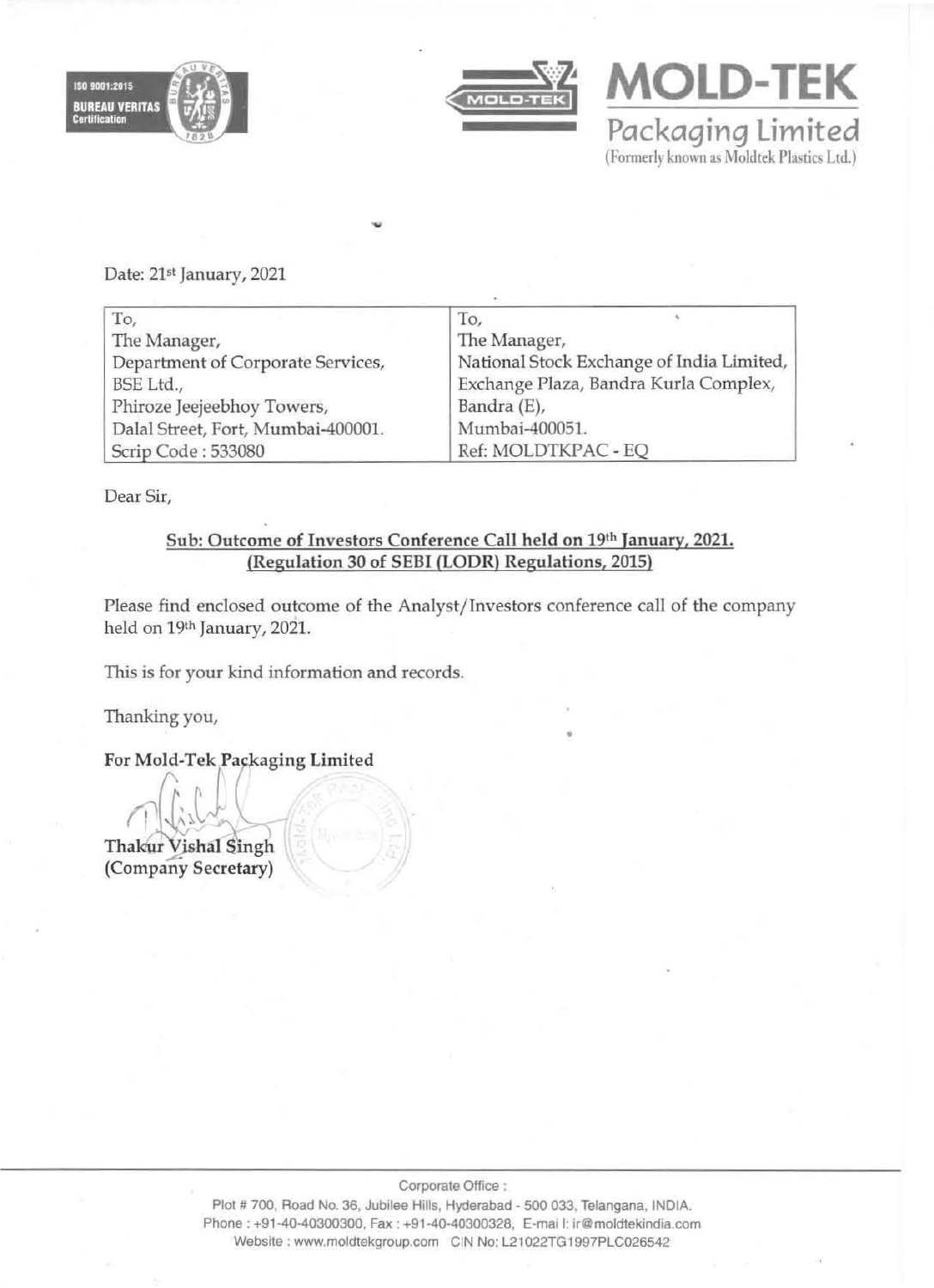**MOLD-TEK**
**Packaging Limited**
(Formerly known as Moldtek Plastics Ltd.)

Date: 21st January, 2021

| To, | To, |
|---|---|
| The Manager, | The Manager, |
| Department of Corporate Services, | National Stock Exchange of India Limited, |
| BSE Ltd., | Exchange Plaza, Bandra Kurla Complex, |
| Phiroze Jeejeebhoy Towers, | Bandra (E), |
| Dalal Street, Fort, Mumbai-400001. | Mumbai-400051. |
| Scrip Code : 533080 | Ref: MOLDTKPAC - EQ |

Dear Sir,

**Sub: Outcome of Investors Conference Call held on 19th January, 2021.**
**(Regulation 30 of SEBI (LODR) Regulations, 2015)**

Please find enclosed outcome of the Analyst/Investors conference call of the company held on 19th January, 2021.

This is for your kind information and records.

Thanking you,

**For Mold-Tek Packaging Limited**

**Thakur Vishal Singh**
**(Company Secretary)**

Corporate Office :
Plot # 700, Road No. 36, Jubilee Hills, Hyderabad - 500 033, Telangana, INDIA.
Phone : +91-40-40300300, Fax : +91-40-40300328, E-mail: ir@moldtekindia.com
Website : www.moldtekgroup.com CIN No: L21022TG1997PLC026542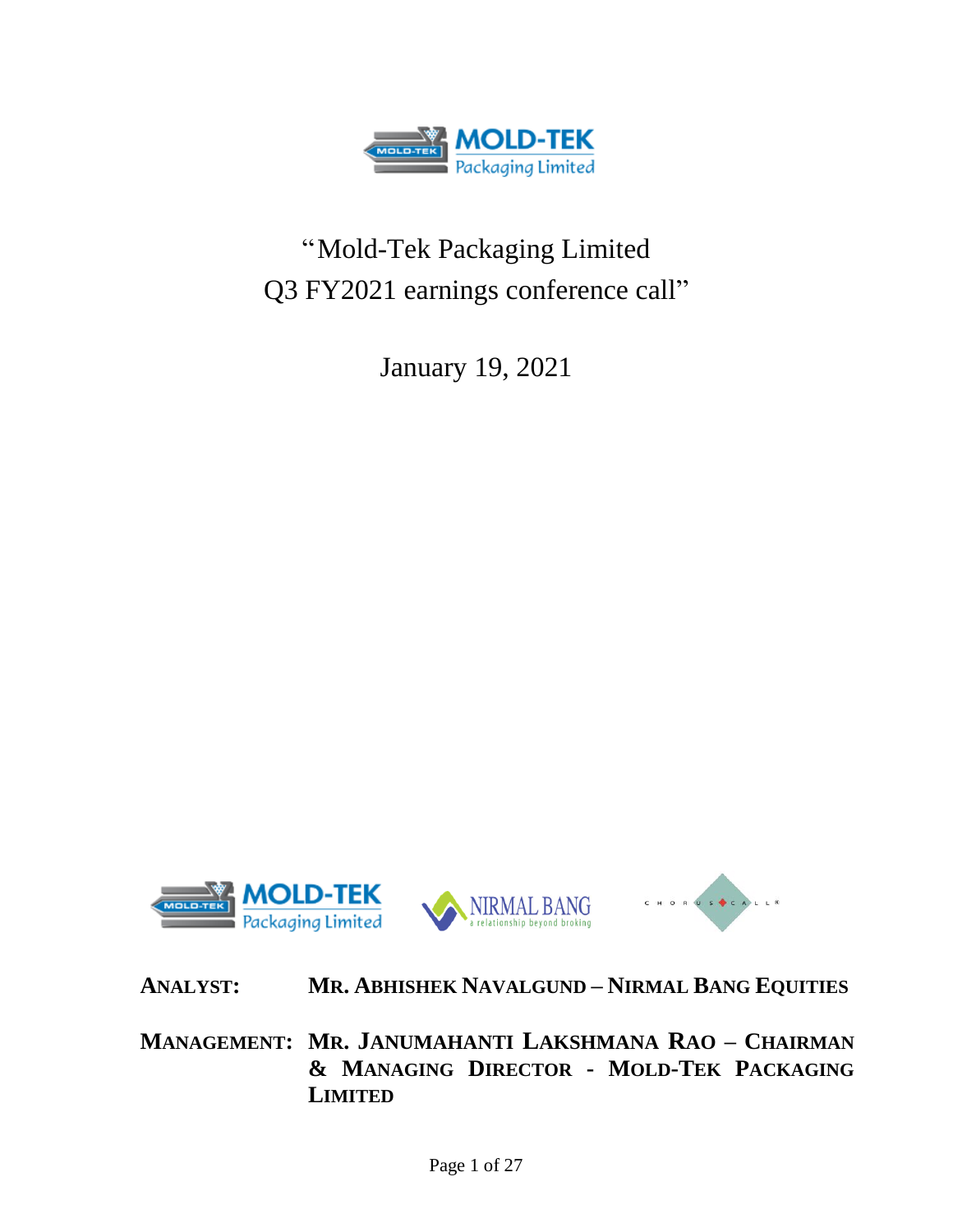# "Mold-Tek Packaging Limited Q3 FY2021 earnings conference call"

January 19, 2021

**ANALYST:** MR. ABHISHEK NAVALGUND – NIRMAL BANG EQUITIES

**MANAGEMENT:** MR. JANUMAHANTI LAKSHMANA RAO – CHAIRMAN & MANAGING DIRECTOR - MOLD-TEK PACKAGING LIMITED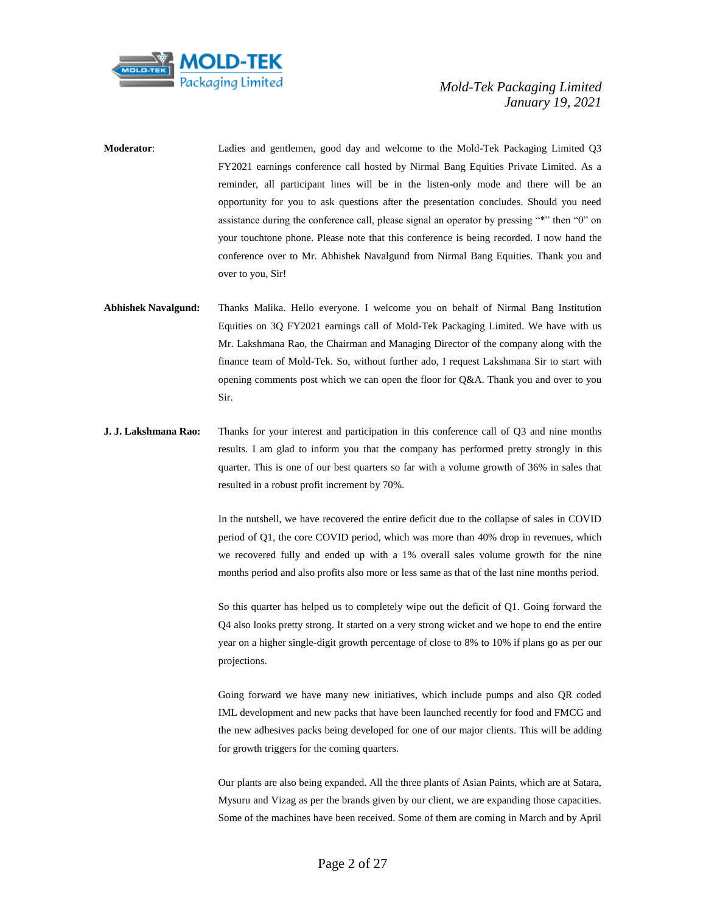**Moderator**: Ladies and gentlemen, good day and welcome to the Mold-Tek Packaging Limited Q3 FY2021 earnings conference call hosted by Nirmal Bang Equities Private Limited. As a reminder, all participant lines will be in the listen-only mode and there will be an opportunity for you to ask questions after the presentation concludes. Should you need assistance during the conference call, please signal an operator by pressing "*" then "0" on your touchtone phone. Please note that this conference is being recorded. I now hand the conference over to Mr. Abhishek Navalgund from Nirmal Bang Equities. Thank you and over to you, Sir!

**Abhishek Navalgund:** Thanks Malika. Hello everyone. I welcome you on behalf of Nirmal Bang Institution Equities on 3Q FY2021 earnings call of Mold-Tek Packaging Limited. We have with us Mr. Lakshmana Rao, the Chairman and Managing Director of the company along with the finance team of Mold-Tek. So, without further ado, I request Lakshmana Sir to start with opening comments post which we can open the floor for Q&A. Thank you and over to you Sir.

**J. J. Lakshmana Rao:** Thanks for your interest and participation in this conference call of Q3 and nine months results. I am glad to inform you that the company has performed pretty strongly in this quarter. This is one of our best quarters so far with a volume growth of 36% in sales that resulted in a robust profit increment by 70%.

In the nutshell, we have recovered the entire deficit due to the collapse of sales in COVID period of Q1, the core COVID period, which was more than 40% drop in revenues, which we recovered fully and ended up with a 1% overall sales volume growth for the nine months period and also profits also more or less same as that of the last nine months period.

So this quarter has helped us to completely wipe out the deficit of Q1. Going forward the Q4 also looks pretty strong. It started on a very strong wicket and we hope to end the entire year on a higher single-digit growth percentage of close to 8% to 10% if plans go as per our projections.

Going forward we have many new initiatives, which include pumps and also QR coded IML development and new packs that have been launched recently for food and FMCG and the new adhesives packs being developed for one of our major clients. This will be adding for growth triggers for the coming quarters.

Our plants are also being expanded. All the three plants of Asian Paints, which are at Satara, Mysuru and Vizag as per the brands given by our client, we are expanding those capacities. Some of the machines have been received. Some of them are coming in March and by April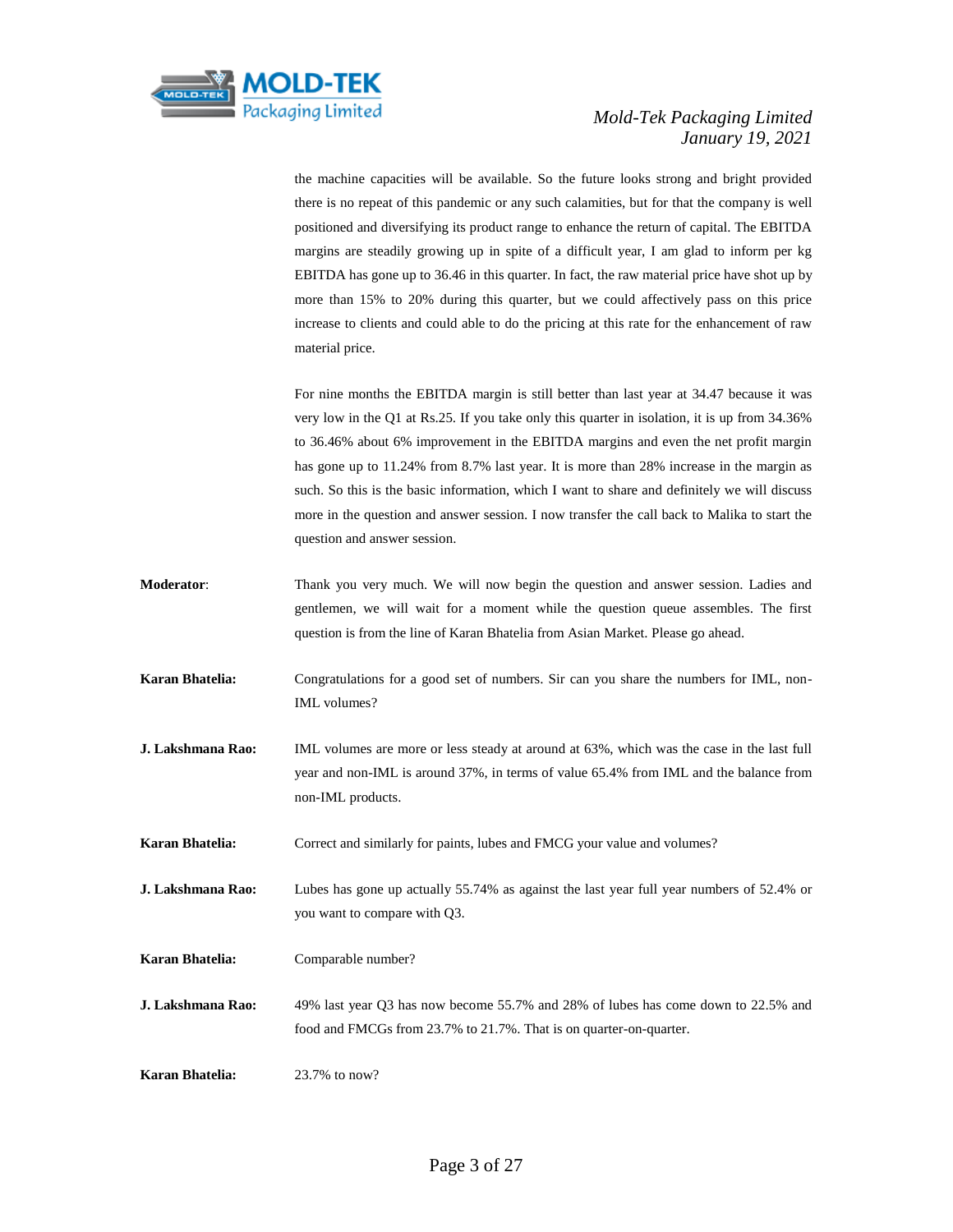the machine capacities will be available. So the future looks strong and bright provided there is no repeat of this pandemic or any such calamities, but for that the company is well positioned and diversifying its product range to enhance the return of capital. The EBITDA margins are steadily growing up in spite of a difficult year, I am glad to inform per kg EBITDA has gone up to 36.46 in this quarter. In fact, the raw material price have shot up by more than 15% to 20% during this quarter, but we could affectively pass on this price increase to clients and could able to do the pricing at this rate for the enhancement of raw material price.

For nine months the EBITDA margin is still better than last year at 34.47 because it was very low in the Q1 at Rs.25. If you take only this quarter in isolation, it is up from 34.36% to 36.46% about 6% improvement in the EBITDA margins and even the net profit margin has gone up to 11.24% from 8.7% last year. It is more than 28% increase in the margin as such. So this is the basic information, which I want to share and definitely we will discuss more in the question and answer session. I now transfer the call back to Malika to start the question and answer session.

**Moderator**: Thank you very much. We will now begin the question and answer session. Ladies and gentlemen, we will wait for a moment while the question queue assembles. The first question is from the line of Karan Bhatelia from Asian Market. Please go ahead.

**Karan Bhatelia:** Congratulations for a good set of numbers. Sir can you share the numbers for IML, non-IML volumes?

**J. Lakshmana Rao:** IML volumes are more or less steady at around at 63%, which was the case in the last full year and non-IML is around 37%, in terms of value 65.4% from IML and the balance from non-IML products.

**Karan Bhatelia:** Correct and similarly for paints, lubes and FMCG your value and volumes?

**J. Lakshmana Rao:** Lubes has gone up actually 55.74% as against the last year full year numbers of 52.4% or you want to compare with Q3.

**Karan Bhatelia:** Comparable number?

**J. Lakshmana Rao:** 49% last year Q3 has now become 55.7% and 28% of lubes has come down to 22.5% and food and FMCGs from 23.7% to 21.7%. That is on quarter-on-quarter.

**Karan Bhatelia:** 23.7% to now?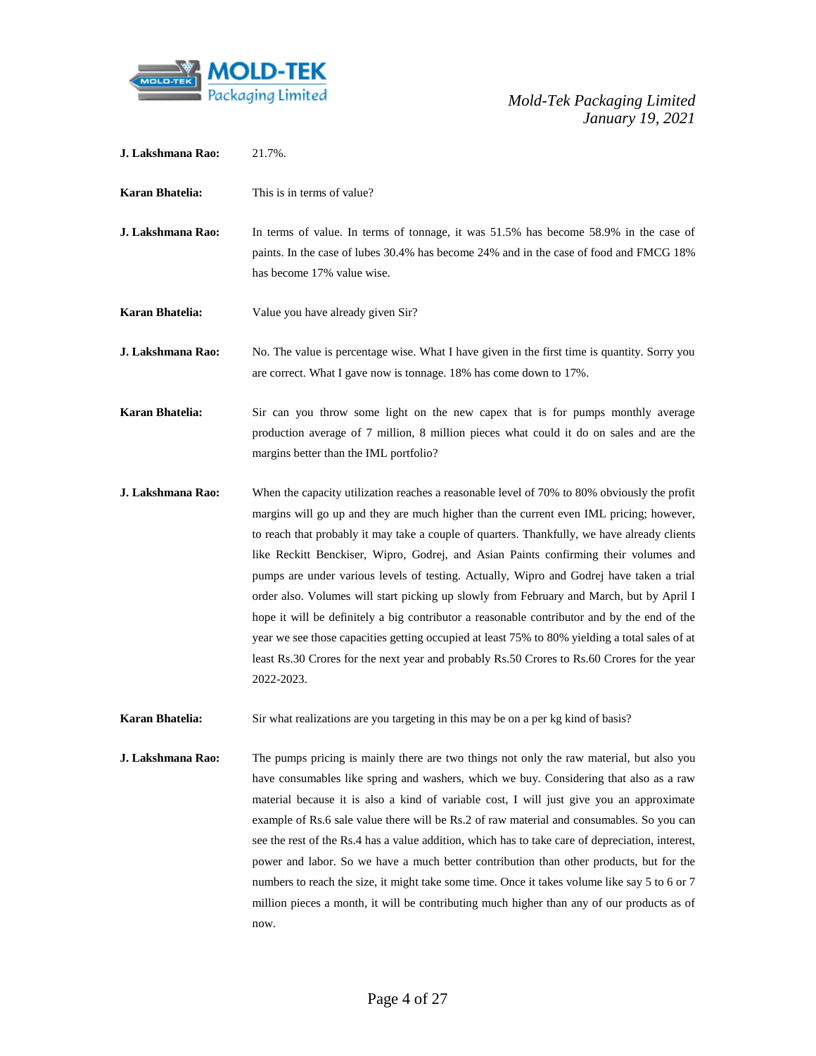**J. Lakshmana Rao:** 21.7%.

**Karan Bhatelia:** This is in terms of value?

**J. Lakshmana Rao:** In terms of value. In terms of tonnage, it was 51.5% has become 58.9% in the case of paints. In the case of lubes 30.4% has become 24% and in the case of food and FMCG 18% has become 17% value wise.

**Karan Bhatelia:** Value you have already given Sir?

**J. Lakshmana Rao:** No. The value is percentage wise. What I have given in the first time is quantity. Sorry you are correct. What I gave now is tonnage. 18% has come down to 17%.

**Karan Bhatelia:** Sir can you throw some light on the new capex that is for pumps monthly average production average of 7 million, 8 million pieces what could it do on sales and are the margins better than the IML portfolio?

**J. Lakshmana Rao:** When the capacity utilization reaches a reasonable level of 70% to 80% obviously the profit margins will go up and they are much higher than the current even IML pricing; however, to reach that probably it may take a couple of quarters. Thankfully, we have already clients like Reckitt Benckiser, Wipro, Godrej, and Asian Paints confirming their volumes and pumps are under various levels of testing. Actually, Wipro and Godrej have taken a trial order also. Volumes will start picking up slowly from February and March, but by April I hope it will be definitely a big contributor a reasonable contributor and by the end of the year we see those capacities getting occupied at least 75% to 80% yielding a total sales of at least Rs.30 Crores for the next year and probably Rs.50 Crores to Rs.60 Crores for the year 2022-2023.

**Karan Bhatelia:** Sir what realizations are you targeting in this may be on a per kg kind of basis?

**J. Lakshmana Rao:** The pumps pricing is mainly there are two things not only the raw material, but also you have consumables like spring and washers, which we buy. Considering that also as a raw material because it is also a kind of variable cost, I will just give you an approximate example of Rs.6 sale value there will be Rs.2 of raw material and consumables. So you can see the rest of the Rs.4 has a value addition, which has to take care of depreciation, interest, power and labor. So we have a much better contribution than other products, but for the numbers to reach the size, it might take some time. Once it takes volume like say 5 to 6 or 7 million pieces a month, it will be contributing much higher than any of our products as of now.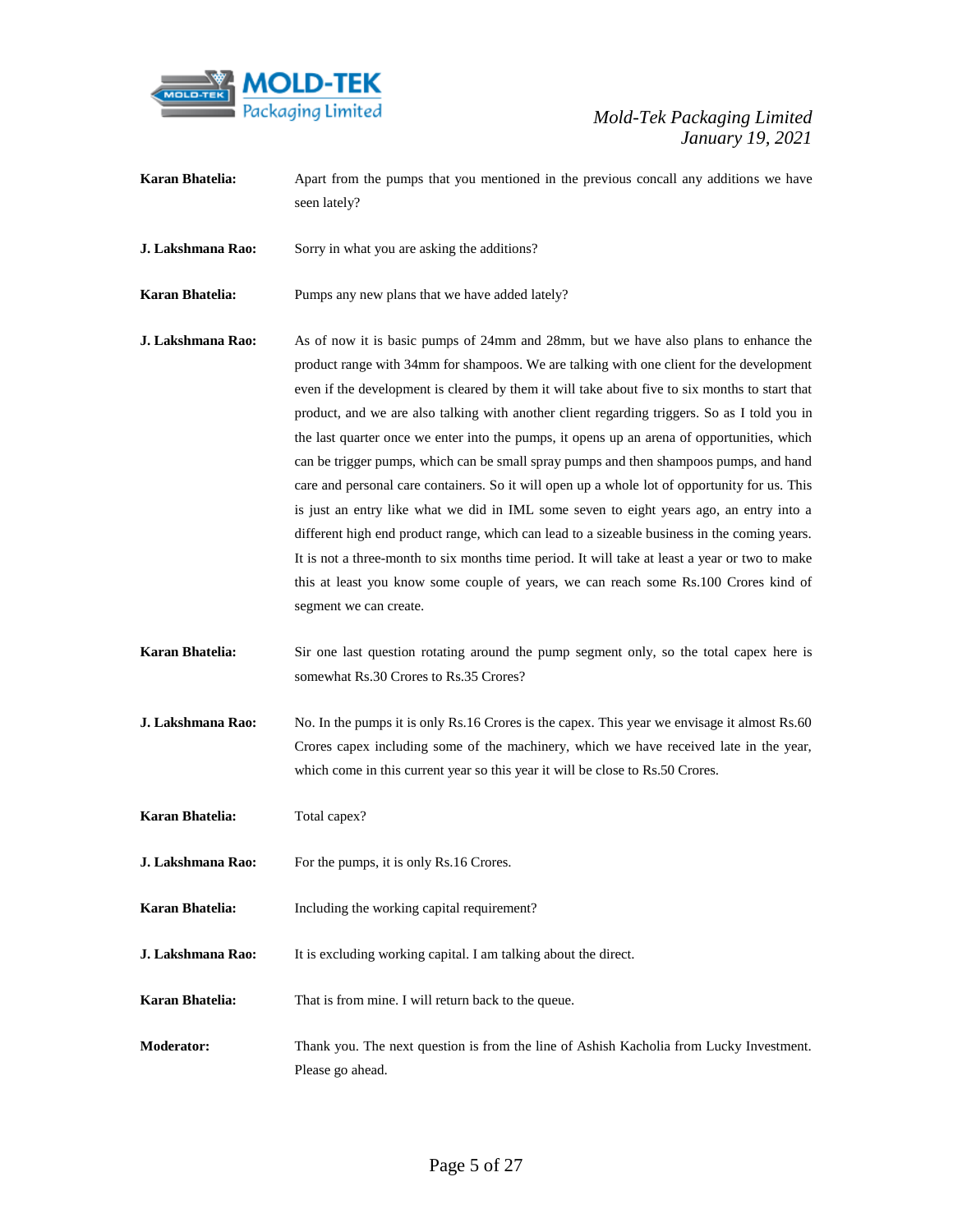**Karan Bhatelia:** Apart from the pumps that you mentioned in the previous concall any additions we have seen lately?

**J. Lakshmana Rao:** Sorry in what you are asking the additions?

**Karan Bhatelia:** Pumps any new plans that we have added lately?

**J. Lakshmana Rao:** As of now it is basic pumps of 24mm and 28mm, but we have also plans to enhance the product range with 34mm for shampoos. We are talking with one client for the development even if the development is cleared by them it will take about five to six months to start that product, and we are also talking with another client regarding triggers. So as I told you in the last quarter once we enter into the pumps, it opens up an arena of opportunities, which can be trigger pumps, which can be small spray pumps and then shampoos pumps, and hand care and personal care containers. So it will open up a whole lot of opportunity for us. This is just an entry like what we did in IML some seven to eight years ago, an entry into a different high end product range, which can lead to a sizeable business in the coming years. It is not a three-month to six months time period. It will take at least a year or two to make this at least you know some couple of years, we can reach some Rs.100 Crores kind of segment we can create.

**Karan Bhatelia:** Sir one last question rotating around the pump segment only, so the total capex here is somewhat Rs.30 Crores to Rs.35 Crores?

**J. Lakshmana Rao:** No. In the pumps it is only Rs.16 Crores is the capex. This year we envisage it almost Rs.60 Crores capex including some of the machinery, which we have received late in the year, which come in this current year so this year it will be close to Rs.50 Crores.

**Karan Bhatelia:** Total capex?

**J. Lakshmana Rao:** For the pumps, it is only Rs.16 Crores.

**Karan Bhatelia:** Including the working capital requirement?

**J. Lakshmana Rao:** It is excluding working capital. I am talking about the direct.

**Karan Bhatelia:** That is from mine. I will return back to the queue.

**Moderator:** Thank you. The next question is from the line of Ashish Kacholia from Lucky Investment. Please go ahead.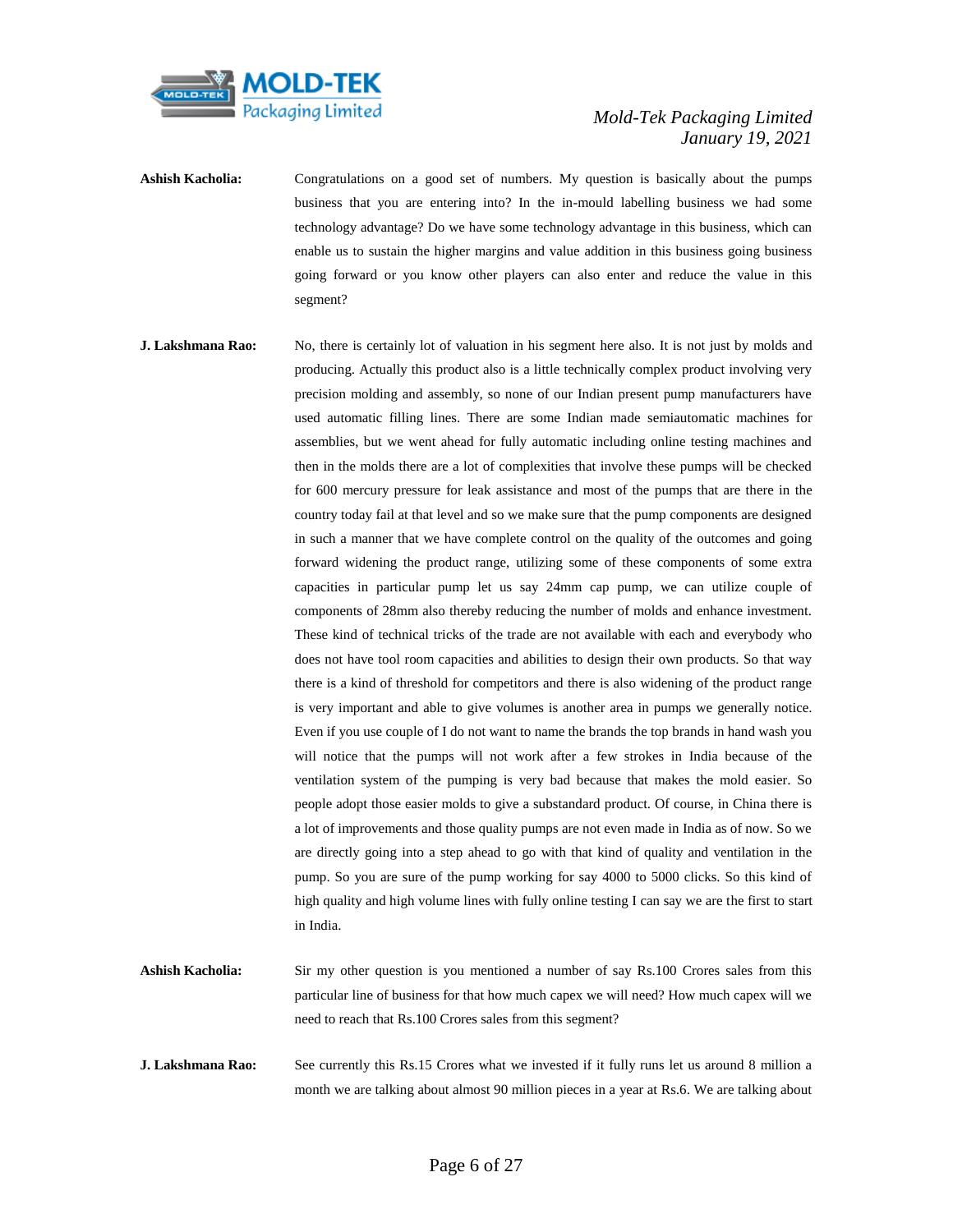**Ashish Kacholia:** Congratulations on a good set of numbers. My question is basically about the pumps business that you are entering into? In the in-mould labelling business we had some technology advantage? Do we have some technology advantage in this business, which can enable us to sustain the higher margins and value addition in this business going business going forward or you know other players can also enter and reduce the value in this segment?

**J. Lakshmana Rao:** No, there is certainly lot of valuation in his segment here also. It is not just by molds and producing. Actually this product also is a little technically complex product involving very precision molding and assembly, so none of our Indian present pump manufacturers have used automatic filling lines. There are some Indian made semiautomatic machines for assemblies, but we went ahead for fully automatic including online testing machines and then in the molds there are a lot of complexities that involve these pumps will be checked for 600 mercury pressure for leak assistance and most of the pumps that are there in the country today fail at that level and so we make sure that the pump components are designed in such a manner that we have complete control on the quality of the outcomes and going forward widening the product range, utilizing some of these components of some extra capacities in particular pump let us say 24mm cap pump, we can utilize couple of components of 28mm also thereby reducing the number of molds and enhance investment. These kind of technical tricks of the trade are not available with each and everybody who does not have tool room capacities and abilities to design their own products. So that way there is a kind of threshold for competitors and there is also widening of the product range is very important and able to give volumes is another area in pumps we generally notice. Even if you use couple of I do not want to name the brands the top brands in hand wash you will notice that the pumps will not work after a few strokes in India because of the ventilation system of the pumping is very bad because that makes the mold easier. So people adopt those easier molds to give a substandard product. Of course, in China there is a lot of improvements and those quality pumps are not even made in India as of now. So we are directly going into a step ahead to go with that kind of quality and ventilation in the pump. So you are sure of the pump working for say 4000 to 5000 clicks. So this kind of high quality and high volume lines with fully online testing I can say we are the first to start in India.

**Ashish Kacholia:** Sir my other question is you mentioned a number of say Rs.100 Crores sales from this particular line of business for that how much capex we will need? How much capex will we need to reach that Rs.100 Crores sales from this segment?

**J. Lakshmana Rao:** See currently this Rs.15 Crores what we invested if it fully runs let us around 8 million a month we are talking about almost 90 million pieces in a year at Rs.6. We are talking about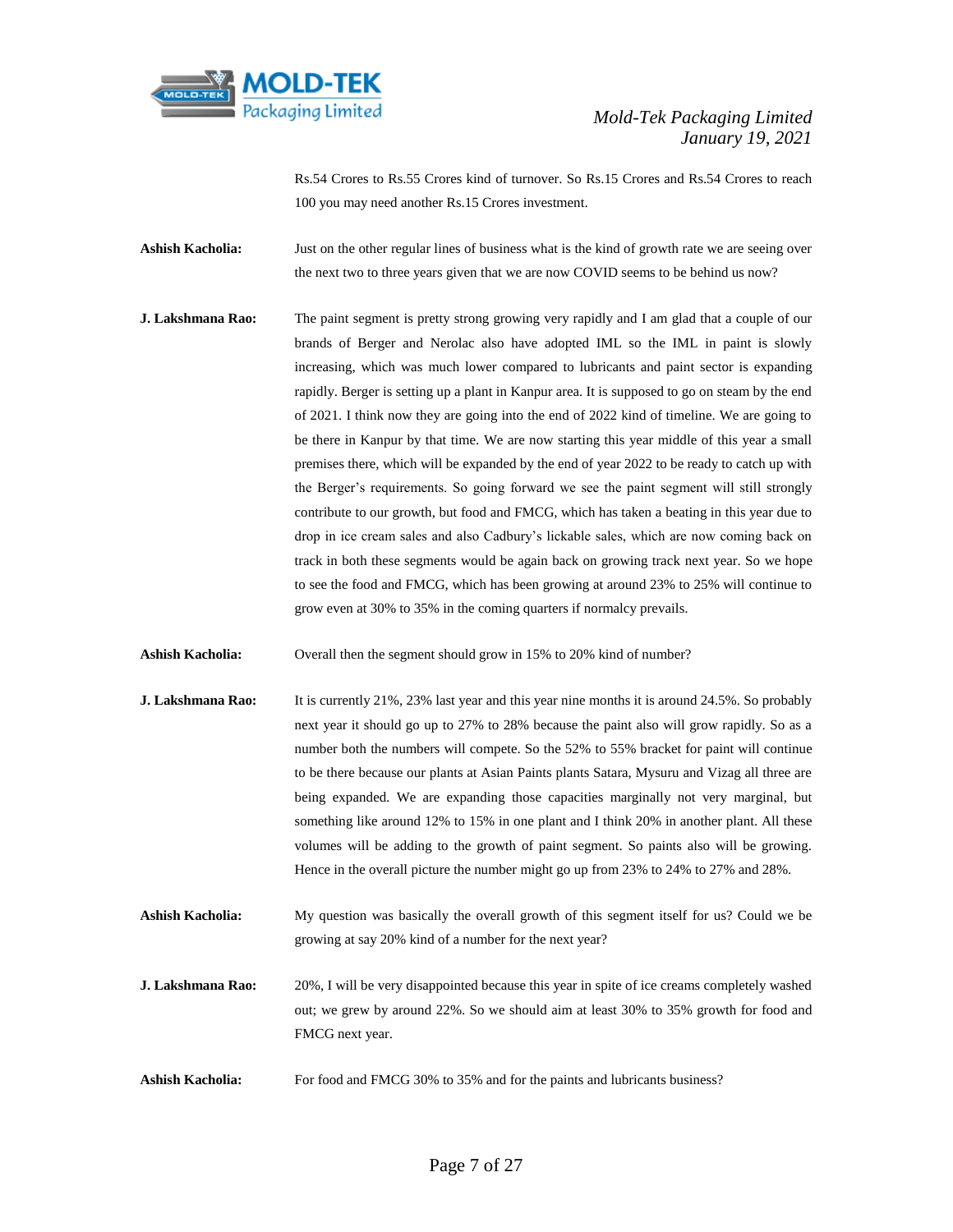Rs.54 Crores to Rs.55 Crores kind of turnover. So Rs.15 Crores and Rs.54 Crores to reach 100 you may need another Rs.15 Crores investment.

**Ashish Kacholia:** Just on the other regular lines of business what is the kind of growth rate we are seeing over the next two to three years given that we are now COVID seems to be behind us now?

**J. Lakshmana Rao:** The paint segment is pretty strong growing very rapidly and I am glad that a couple of our brands of Berger and Nerolac also have adopted IML so the IML in paint is slowly increasing, which was much lower compared to lubricants and paint sector is expanding rapidly. Berger is setting up a plant in Kanpur area. It is supposed to go on steam by the end of 2021. I think now they are going into the end of 2022 kind of timeline. We are going to be there in Kanpur by that time. We are now starting this year middle of this year a small premises there, which will be expanded by the end of year 2022 to be ready to catch up with the Berger's requirements. So going forward we see the paint segment will still strongly contribute to our growth, but food and FMCG, which has taken a beating in this year due to drop in ice cream sales and also Cadbury's lickable sales, which are now coming back on track in both these segments would be again back on growing track next year. So we hope to see the food and FMCG, which has been growing at around 23% to 25% will continue to grow even at 30% to 35% in the coming quarters if normalcy prevails.

**Ashish Kacholia:** Overall then the segment should grow in 15% to 20% kind of number?

**J. Lakshmana Rao:** It is currently 21%, 23% last year and this year nine months it is around 24.5%. So probably next year it should go up to 27% to 28% because the paint also will grow rapidly. So as a number both the numbers will compete. So the 52% to 55% bracket for paint will continue to be there because our plants at Asian Paints plants Satara, Mysuru and Vizag all three are being expanded. We are expanding those capacities marginally not very marginal, but something like around 12% to 15% in one plant and I think 20% in another plant. All these volumes will be adding to the growth of paint segment. So paints also will be growing. Hence in the overall picture the number might go up from 23% to 24% to 27% and 28%.

**Ashish Kacholia:** My question was basically the overall growth of this segment itself for us? Could we be growing at say 20% kind of a number for the next year?

**J. Lakshmana Rao:** 20%, I will be very disappointed because this year in spite of ice creams completely washed out; we grew by around 22%. So we should aim at least 30% to 35% growth for food and FMCG next year.

**Ashish Kacholia:** For food and FMCG 30% to 35% and for the paints and lubricants business?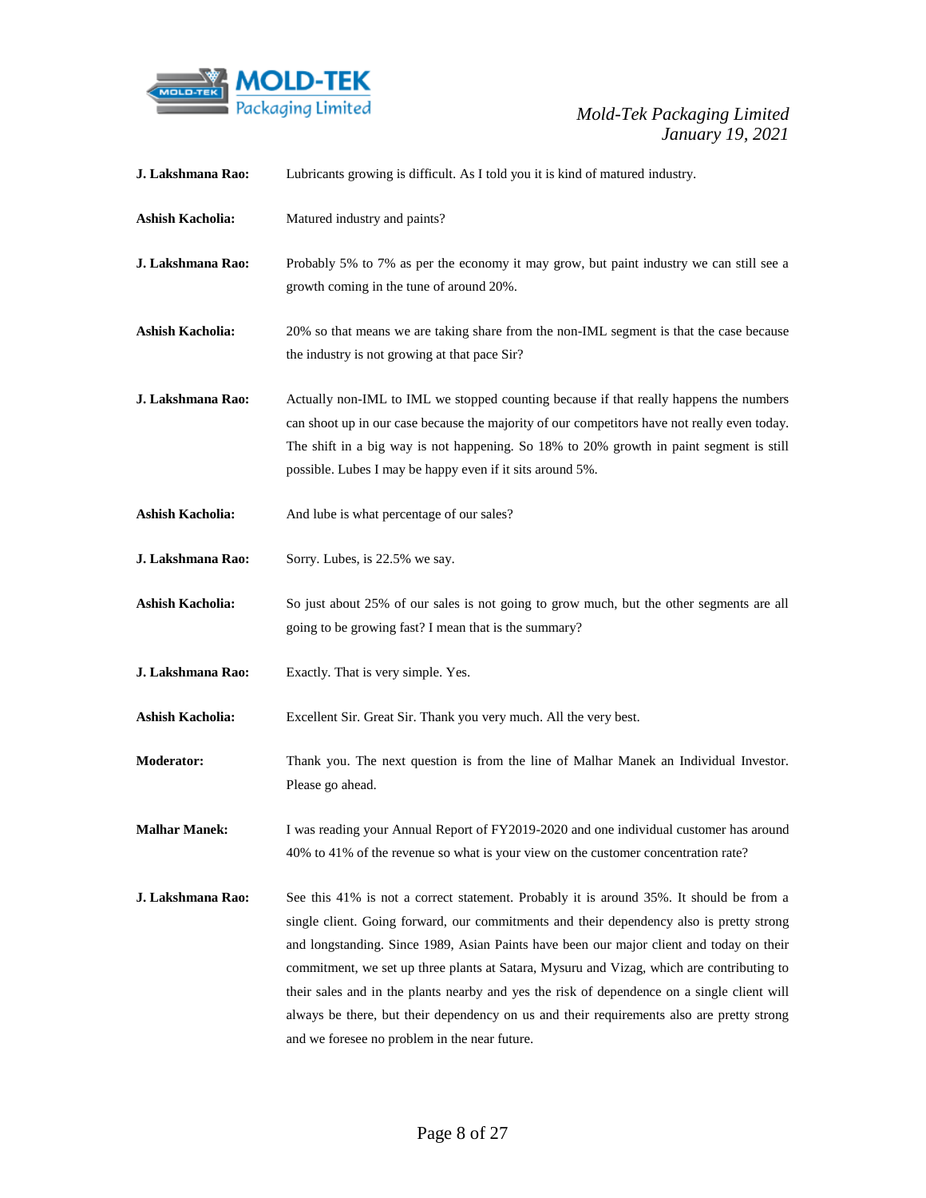**J. Lakshmana Rao:** Lubricants growing is difficult. As I told you it is kind of matured industry.

**Ashish Kacholia:** Matured industry and paints?

**J. Lakshmana Rao:** Probably 5% to 7% as per the economy it may grow, but paint industry we can still see a growth coming in the tune of around 20%.

**Ashish Kacholia:** 20% so that means we are taking share from the non-IML segment is that the case because the industry is not growing at that pace Sir?

**J. Lakshmana Rao:** Actually non-IML to IML we stopped counting because if that really happens the numbers can shoot up in our case because the majority of our competitors have not really even today. The shift in a big way is not happening. So 18% to 20% growth in paint segment is still possible. Lubes I may be happy even if it sits around 5%.

**Ashish Kacholia:** And lube is what percentage of our sales?

**J. Lakshmana Rao:** Sorry. Lubes, is 22.5% we say.

**Ashish Kacholia:** So just about 25% of our sales is not going to grow much, but the other segments are all going to be growing fast? I mean that is the summary?

**J. Lakshmana Rao:** Exactly. That is very simple. Yes.

**Ashish Kacholia:** Excellent Sir. Great Sir. Thank you very much. All the very best.

**Moderator:** Thank you. The next question is from the line of Malhar Manek an Individual Investor. Please go ahead.

**Malhar Manek:** I was reading your Annual Report of FY2019-2020 and one individual customer has around 40% to 41% of the revenue so what is your view on the customer concentration rate?

**J. Lakshmana Rao:** See this 41% is not a correct statement. Probably it is around 35%. It should be from a single client. Going forward, our commitments and their dependency also is pretty strong and longstanding. Since 1989, Asian Paints have been our major client and today on their commitment, we set up three plants at Satara, Mysuru and Vizag, which are contributing to their sales and in the plants nearby and yes the risk of dependence on a single client will always be there, but their dependency on us and their requirements also are pretty strong and we foresee no problem in the near future.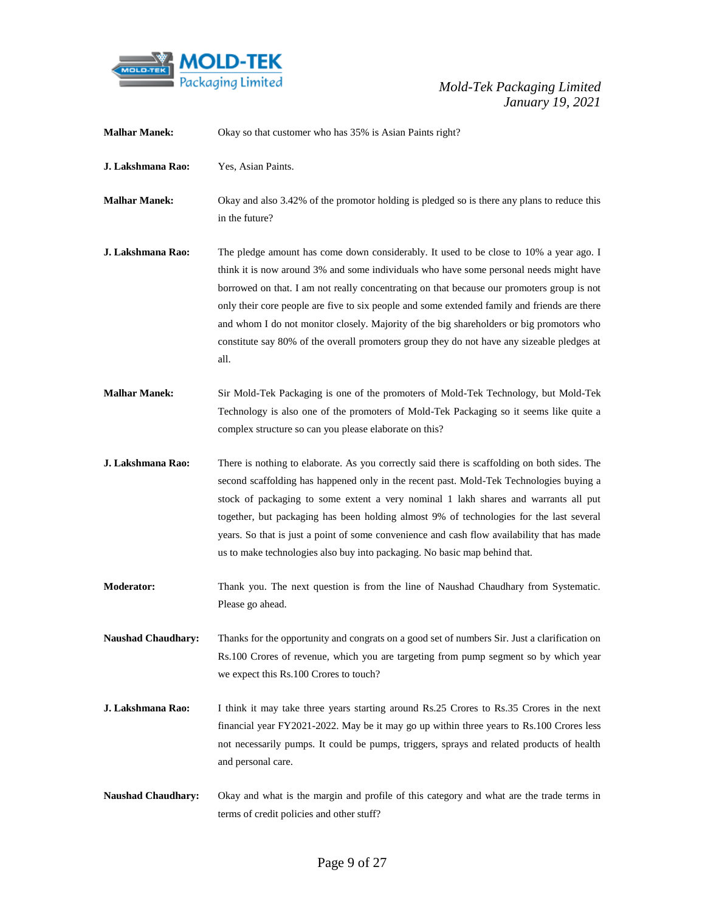**Malhar Manek:** Okay so that customer who has 35% is Asian Paints right?

**J. Lakshmana Rao:** Yes, Asian Paints.

**Malhar Manek:** Okay and also 3.42% of the promotor holding is pledged so is there any plans to reduce this in the future?

**J. Lakshmana Rao:** The pledge amount has come down considerably. It used to be close to 10% a year ago. I think it is now around 3% and some individuals who have some personal needs might have borrowed on that. I am not really concentrating on that because our promoters group is not only their core people are five to six people and some extended family and friends are there and whom I do not monitor closely. Majority of the big shareholders or big promotors who constitute say 80% of the overall promoters group they do not have any sizeable pledges at all.

**Malhar Manek:** Sir Mold-Tek Packaging is one of the promoters of Mold-Tek Technology, but Mold-Tek Technology is also one of the promoters of Mold-Tek Packaging so it seems like quite a complex structure so can you please elaborate on this?

**J. Lakshmana Rao:** There is nothing to elaborate. As you correctly said there is scaffolding on both sides. The second scaffolding has happened only in the recent past. Mold-Tek Technologies buying a stock of packaging to some extent a very nominal 1 lakh shares and warrants all put together, but packaging has been holding almost 9% of technologies for the last several years. So that is just a point of some convenience and cash flow availability that has made us to make technologies also buy into packaging. No basic map behind that.

**Moderator:** Thank you. The next question is from the line of Naushad Chaudhary from Systematic. Please go ahead.

**Naushad Chaudhary:** Thanks for the opportunity and congrats on a good set of numbers Sir. Just a clarification on Rs.100 Crores of revenue, which you are targeting from pump segment so by which year we expect this Rs.100 Crores to touch?

**J. Lakshmana Rao:** I think it may take three years starting around Rs.25 Crores to Rs.35 Crores in the next financial year FY2021-2022. May be it may go up within three years to Rs.100 Crores less not necessarily pumps. It could be pumps, triggers, sprays and related products of health and personal care.

**Naushad Chaudhary:** Okay and what is the margin and profile of this category and what are the trade terms in terms of credit policies and other stuff?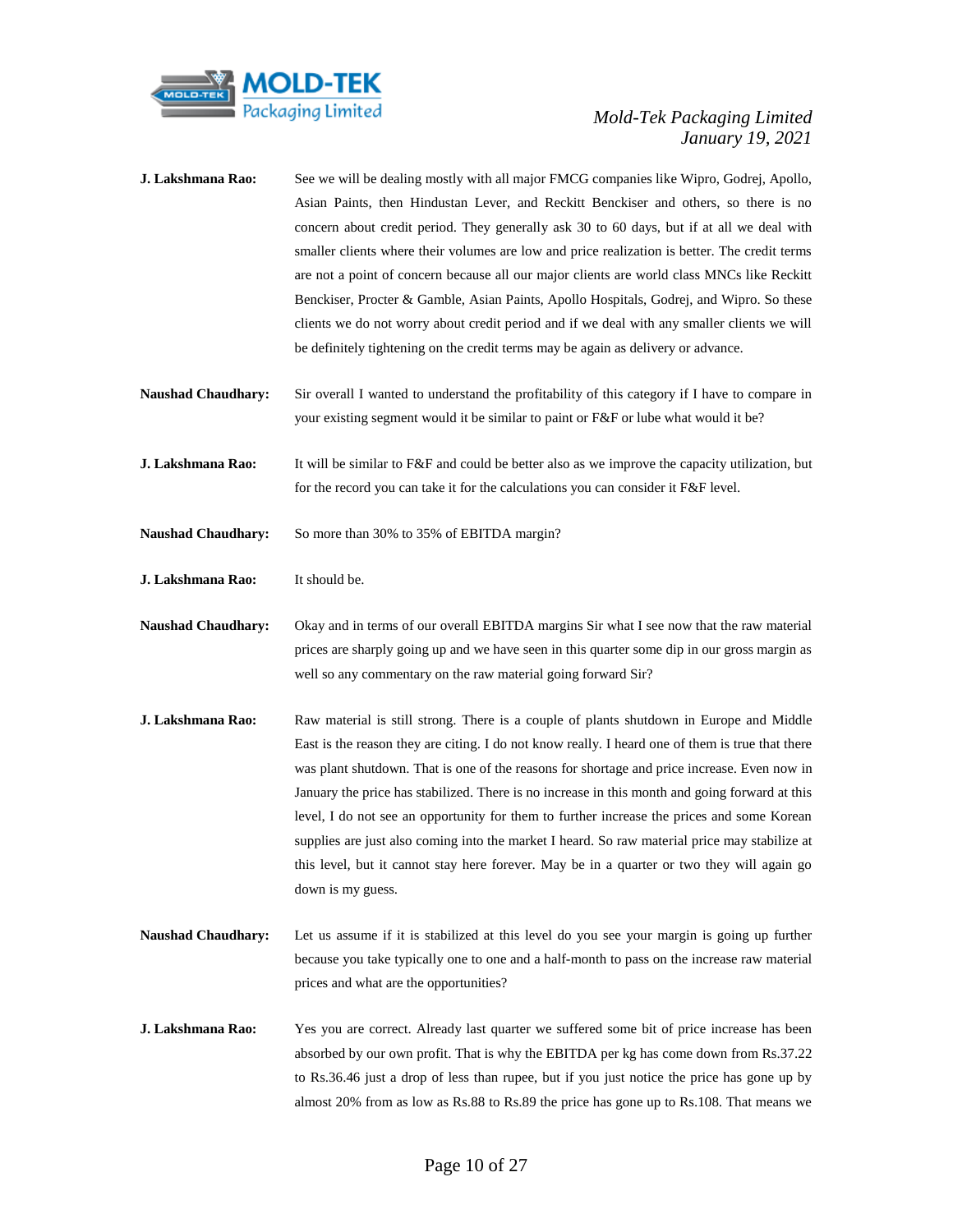**J. Lakshmana Rao:** See we will be dealing mostly with all major FMCG companies like Wipro, Godrej, Apollo, Asian Paints, then Hindustan Lever, and Reckitt Benckiser and others, so there is no concern about credit period. They generally ask 30 to 60 days, but if at all we deal with smaller clients where their volumes are low and price realization is better. The credit terms are not a point of concern because all our major clients are world class MNCs like Reckitt Benckiser, Procter & Gamble, Asian Paints, Apollo Hospitals, Godrej, and Wipro. So these clients we do not worry about credit period and if we deal with any smaller clients we will be definitely tightening on the credit terms may be again as delivery or advance.

**Naushad Chaudhary:** Sir overall I wanted to understand the profitability of this category if I have to compare in your existing segment would it be similar to paint or F&F or lube what would it be?

**J. Lakshmana Rao:** It will be similar to F&F and could be better also as we improve the capacity utilization, but for the record you can take it for the calculations you can consider it F&F level.

**Naushad Chaudhary:** So more than 30% to 35% of EBITDA margin?

**J. Lakshmana Rao:** It should be.

**Naushad Chaudhary:** Okay and in terms of our overall EBITDA margins Sir what I see now that the raw material prices are sharply going up and we have seen in this quarter some dip in our gross margin as well so any commentary on the raw material going forward Sir?

**J. Lakshmana Rao:** Raw material is still strong. There is a couple of plants shutdown in Europe and Middle East is the reason they are citing. I do not know really. I heard one of them is true that there was plant shutdown. That is one of the reasons for shortage and price increase. Even now in January the price has stabilized. There is no increase in this month and going forward at this level, I do not see an opportunity for them to further increase the prices and some Korean supplies are just also coming into the market I heard. So raw material price may stabilize at this level, but it cannot stay here forever. May be in a quarter or two they will again go down is my guess.

**Naushad Chaudhary:** Let us assume if it is stabilized at this level do you see your margin is going up further because you take typically one to one and a half-month to pass on the increase raw material prices and what are the opportunities?

**J. Lakshmana Rao:** Yes you are correct. Already last quarter we suffered some bit of price increase has been absorbed by our own profit. That is why the EBITDA per kg has come down from Rs.37.22 to Rs.36.46 just a drop of less than rupee, but if you just notice the price has gone up by almost 20% from as low as Rs.88 to Rs.89 the price has gone up to Rs.108. That means we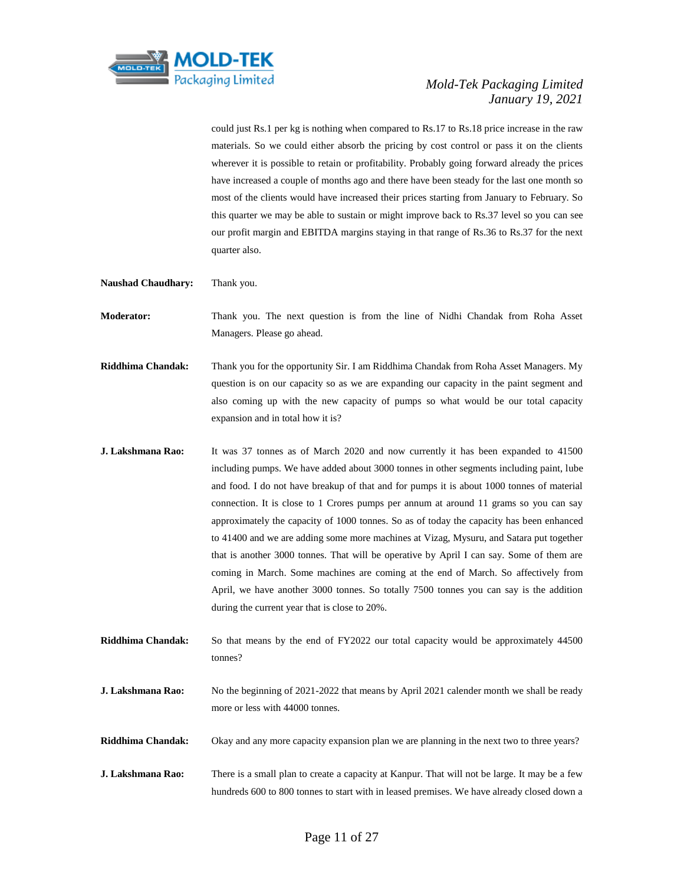could just Rs.1 per kg is nothing when compared to Rs.17 to Rs.18 price increase in the raw materials. So we could either absorb the pricing by cost control or pass it on the clients wherever it is possible to retain or profitability. Probably going forward already the prices have increased a couple of months ago and there have been steady for the last one month so most of the clients would have increased their prices starting from January to February. So this quarter we may be able to sustain or might improve back to Rs.37 level so you can see our profit margin and EBITDA margins staying in that range of Rs.36 to Rs.37 for the next quarter also.

**Naushad Chaudhary:** Thank you.

**Moderator:** Thank you. The next question is from the line of Nidhi Chandak from Roha Asset Managers. Please go ahead.

**Riddhima Chandak:** Thank you for the opportunity Sir. I am Riddhima Chandak from Roha Asset Managers. My question is on our capacity so as we are expanding our capacity in the paint segment and also coming up with the new capacity of pumps so what would be our total capacity expansion and in total how it is?

**J. Lakshmana Rao:** It was 37 tonnes as of March 2020 and now currently it has been expanded to 41500 including pumps. We have added about 3000 tonnes in other segments including paint, lube and food. I do not have breakup of that and for pumps it is about 1000 tonnes of material connection. It is close to 1 Crores pumps per annum at around 11 grams so you can say approximately the capacity of 1000 tonnes. So as of today the capacity has been enhanced to 41400 and we are adding some more machines at Vizag, Mysuru, and Satara put together that is another 3000 tonnes. That will be operative by April I can say. Some of them are coming in March. Some machines are coming at the end of March. So affectively from April, we have another 3000 tonnes. So totally 7500 tonnes you can say is the addition during the current year that is close to 20%.

**Riddhima Chandak:** So that means by the end of FY2022 our total capacity would be approximately 44500 tonnes?

**J. Lakshmana Rao:** No the beginning of 2021-2022 that means by April 2021 calender month we shall be ready more or less with 44000 tonnes.

**Riddhima Chandak:** Okay and any more capacity expansion plan we are planning in the next two to three years?

**J. Lakshmana Rao:** There is a small plan to create a capacity at Kanpur. That will not be large. It may be a few hundreds 600 to 800 tonnes to start with in leased premises. We have already closed down a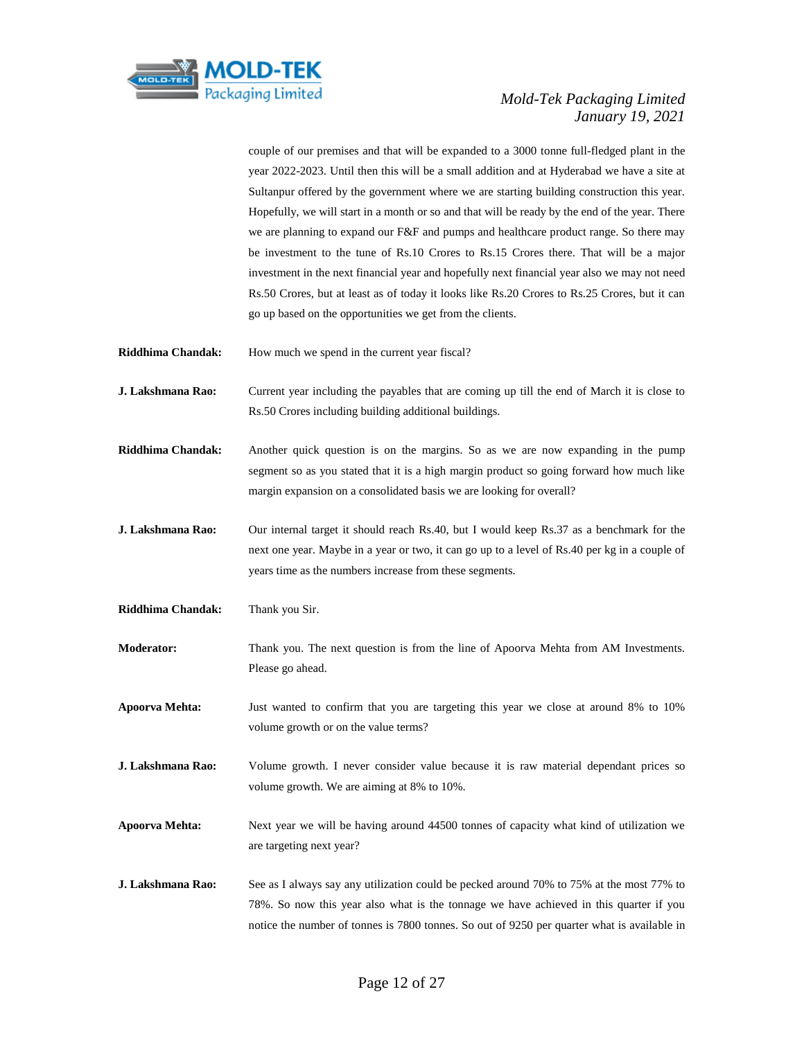couple of our premises and that will be expanded to a 3000 tonne full-fledged plant in the year 2022-2023. Until then this will be a small addition and at Hyderabad we have a site at Sultanpur offered by the government where we are starting building construction this year. Hopefully, we will start in a month or so and that will be ready by the end of the year. There we are planning to expand our F&F and pumps and healthcare product range. So there may be investment to the tune of Rs.10 Crores to Rs.15 Crores there. That will be a major investment in the next financial year and hopefully next financial year also we may not need Rs.50 Crores, but at least as of today it looks like Rs.20 Crores to Rs.25 Crores, but it can go up based on the opportunities we get from the clients.

**Riddhima Chandak:** How much we spend in the current year fiscal?

**J. Lakshmana Rao:** Current year including the payables that are coming up till the end of March it is close to Rs.50 Crores including building additional buildings.

**Riddhima Chandak:** Another quick question is on the margins. So as we are now expanding in the pump segment so as you stated that it is a high margin product so going forward how much like margin expansion on a consolidated basis we are looking for overall?

**J. Lakshmana Rao:** Our internal target it should reach Rs.40, but I would keep Rs.37 as a benchmark for the next one year. Maybe in a year or two, it can go up to a level of Rs.40 per kg in a couple of years time as the numbers increase from these segments.

**Riddhima Chandak:** Thank you Sir.

**Moderator:** Thank you. The next question is from the line of Apoorva Mehta from AM Investments. Please go ahead.

**Apoorva Mehta:** Just wanted to confirm that you are targeting this year we close at around 8% to 10% volume growth or on the value terms?

**J. Lakshmana Rao:** Volume growth. I never consider value because it is raw material dependant prices so volume growth. We are aiming at 8% to 10%.

**Apoorva Mehta:** Next year we will be having around 44500 tonnes of capacity what kind of utilization we are targeting next year?

**J. Lakshmana Rao:** See as I always say any utilization could be pecked around 70% to 75% at the most 77% to 78%. So now this year also what is the tonnage we have achieved in this quarter if you notice the number of tonnes is 7800 tonnes. So out of 9250 per quarter what is available in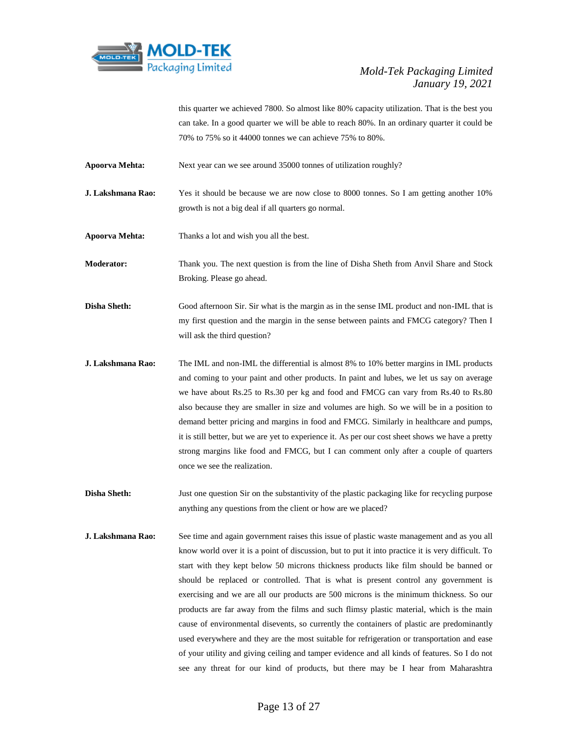this quarter we achieved 7800. So almost like 80% capacity utilization. That is the best you can take. In a good quarter we will be able to reach 80%. In an ordinary quarter it could be 70% to 75% so it 44000 tonnes we can achieve 75% to 80%.

**Apoorva Mehta:** Next year can we see around 35000 tonnes of utilization roughly?

**J. Lakshmana Rao:** Yes it should be because we are now close to 8000 tonnes. So I am getting another 10% growth is not a big deal if all quarters go normal.

**Apoorva Mehta:** Thanks a lot and wish you all the best.

**Moderator:** Thank you. The next question is from the line of Disha Sheth from Anvil Share and Stock Broking. Please go ahead.

**Disha Sheth:** Good afternoon Sir. Sir what is the margin as in the sense IML product and non-IML that is my first question and the margin in the sense between paints and FMCG category? Then I will ask the third question?

**J. Lakshmana Rao:** The IML and non-IML the differential is almost 8% to 10% better margins in IML products and coming to your paint and other products. In paint and lubes, we let us say on average we have about Rs.25 to Rs.30 per kg and food and FMCG can vary from Rs.40 to Rs.80 also because they are smaller in size and volumes are high. So we will be in a position to demand better pricing and margins in food and FMCG. Similarly in healthcare and pumps, it is still better, but we are yet to experience it. As per our cost sheet shows we have a pretty strong margins like food and FMCG, but I can comment only after a couple of quarters once we see the realization.

**Disha Sheth:** Just one question Sir on the substantivity of the plastic packaging like for recycling purpose anything any questions from the client or how are we placed?

**J. Lakshmana Rao:** See time and again government raises this issue of plastic waste management and as you all know world over it is a point of discussion, but to put it into practice it is very difficult. To start with they kept below 50 microns thickness products like film should be banned or should be replaced or controlled. That is what is present control any government is exercising and we are all our products are 500 microns is the minimum thickness. So our products are far away from the films and such flimsy plastic material, which is the main cause of environmental disevents, so currently the containers of plastic are predominantly used everywhere and they are the most suitable for refrigeration or transportation and ease of your utility and giving ceiling and tamper evidence and all kinds of features. So I do not see any threat for our kind of products, but there may be I hear from Maharashtra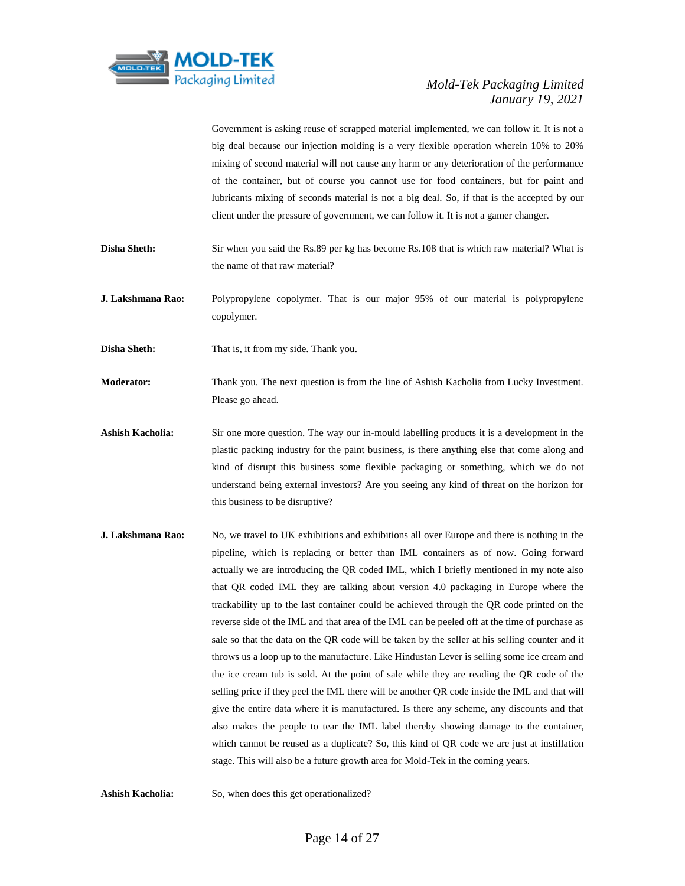Government is asking reuse of scrapped material implemented, we can follow it. It is not a big deal because our injection molding is a very flexible operation wherein 10% to 20% mixing of second material will not cause any harm or any deterioration of the performance of the container, but of course you cannot use for food containers, but for paint and lubricants mixing of seconds material is not a big deal. So, if that is the accepted by our client under the pressure of government, we can follow it. It is not a gamer changer.

**Disha Sheth:** Sir when you said the Rs.89 per kg has become Rs.108 that is which raw material? What is the name of that raw material?

**J. Lakshmana Rao:** Polypropylene copolymer. That is our major 95% of our material is polypropylene copolymer.

**Disha Sheth:** That is, it from my side. Thank you.

**Moderator:** Thank you. The next question is from the line of Ashish Kacholia from Lucky Investment. Please go ahead.

**Ashish Kacholia:** Sir one more question. The way our in-mould labelling products it is a development in the plastic packing industry for the paint business, is there anything else that come along and kind of disrupt this business some flexible packaging or something, which we do not understand being external investors? Are you seeing any kind of threat on the horizon for this business to be disruptive?

**J. Lakshmana Rao:** No, we travel to UK exhibitions and exhibitions all over Europe and there is nothing in the pipeline, which is replacing or better than IML containers as of now. Going forward actually we are introducing the QR coded IML, which I briefly mentioned in my note also that QR coded IML they are talking about version 4.0 packaging in Europe where the trackability up to the last container could be achieved through the QR code printed on the reverse side of the IML and that area of the IML can be peeled off at the time of purchase as sale so that the data on the QR code will be taken by the seller at his selling counter and it throws us a loop up to the manufacture. Like Hindustan Lever is selling some ice cream and the ice cream tub is sold. At the point of sale while they are reading the QR code of the selling price if they peel the IML there will be another QR code inside the IML and that will give the entire data where it is manufactured. Is there any scheme, any discounts and that also makes the people to tear the IML label thereby showing damage to the container, which cannot be reused as a duplicate? So, this kind of QR code we are just at instillation stage. This will also be a future growth area for Mold-Tek in the coming years.

**Ashish Kacholia:** So, when does this get operationalized?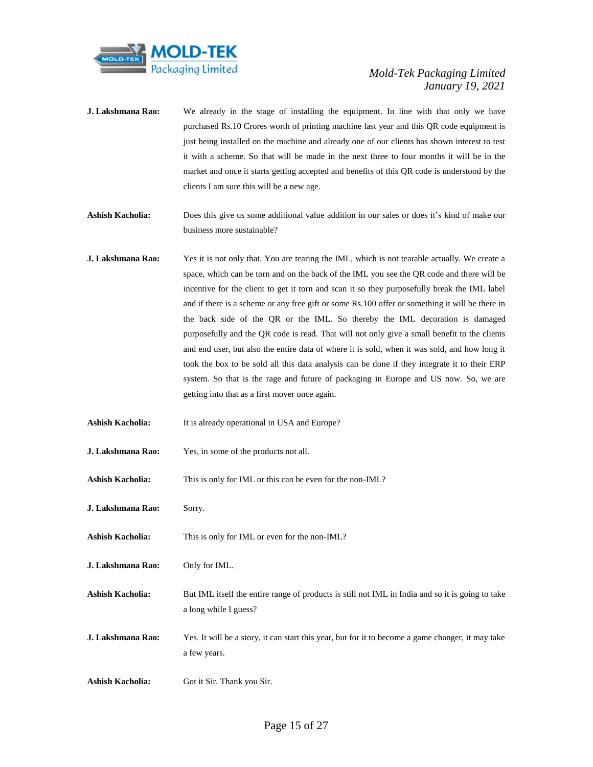**J. Lakshmana Rao:** We already in the stage of installing the equipment. In line with that only we have purchased Rs.10 Crores worth of printing machine last year and this QR code equipment is just being installed on the machine and already one of our clients has shown interest to test it with a scheme. So that will be made in the next three to four months it will be in the market and once it starts getting accepted and benefits of this QR code is understood by the clients I am sure this will be a new age.

**Ashish Kacholia:** Does this give us some additional value addition in our sales or does it's kind of make our business more sustainable?

**J. Lakshmana Rao:** Yes it is not only that. You are tearing the IML, which is not tearable actually. We create a space, which can be torn and on the back of the IML you see the QR code and there will be incentive for the client to get it torn and scan it so they purposefully break the IML label and if there is a scheme or any free gift or some Rs.100 offer or something it will be there in the back side of the QR or the IML. So thereby the IML decoration is damaged purposefully and the QR code is read. That will not only give a small benefit to the clients and end user, but also the entire data of where it is sold, when it was sold, and how long it took the box to be sold all this data analysis can be done if they integrate it to their ERP system. So that is the rage and future of packaging in Europe and US now. So, we are getting into that as a first mover once again.

**Ashish Kacholia:** It is already operational in USA and Europe?

**J. Lakshmana Rao:** Yes, in some of the products not all.

**Ashish Kacholia:** This is only for IML or this can be even for the non-IML?

**J. Lakshmana Rao:** Sorry.

**Ashish Kacholia:** This is only for IML or even for the non-IML?

**J. Lakshmana Rao:** Only for IML.

**Ashish Kacholia:** But IML itself the entire range of products is still not IML in India and so it is going to take a long while I guess?

**J. Lakshmana Rao:** Yes. It will be a story, it can start this year, but for it to become a game changer, it may take a few years.

**Ashish Kacholia:** Got it Sir. Thank you Sir.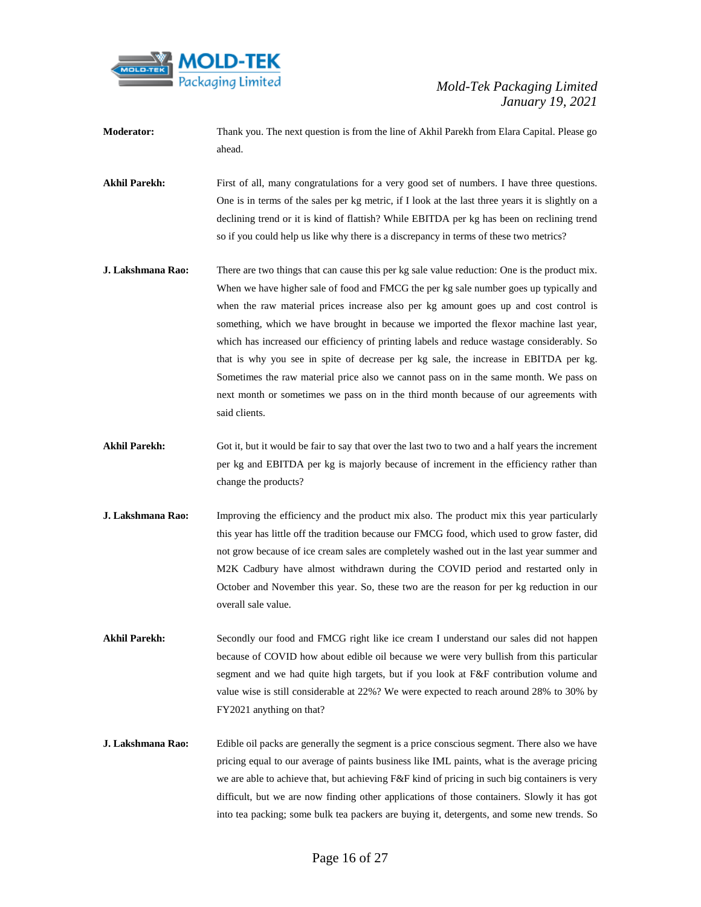**Moderator:** Thank you. The next question is from the line of Akhil Parekh from Elara Capital. Please go ahead.

**Akhil Parekh:** First of all, many congratulations for a very good set of numbers. I have three questions. One is in terms of the sales per kg metric, if I look at the last three years it is slightly on a declining trend or it is kind of flattish? While EBITDA per kg has been on reclining trend so if you could help us like why there is a discrepancy in terms of these two metrics?

**J. Lakshmana Rao:** There are two things that can cause this per kg sale value reduction: One is the product mix. When we have higher sale of food and FMCG the per kg sale number goes up typically and when the raw material prices increase also per kg amount goes up and cost control is something, which we have brought in because we imported the flexor machine last year, which has increased our efficiency of printing labels and reduce wastage considerably. So that is why you see in spite of decrease per kg sale, the increase in EBITDA per kg. Sometimes the raw material price also we cannot pass on in the same month. We pass on next month or sometimes we pass on in the third month because of our agreements with said clients.

**Akhil Parekh:** Got it, but it would be fair to say that over the last two to two and a half years the increment per kg and EBITDA per kg is majorly because of increment in the efficiency rather than change the products?

**J. Lakshmana Rao:** Improving the efficiency and the product mix also. The product mix this year particularly this year has little off the tradition because our FMCG food, which used to grow faster, did not grow because of ice cream sales are completely washed out in the last year summer and M2K Cadbury have almost withdrawn during the COVID period and restarted only in October and November this year. So, these two are the reason for per kg reduction in our overall sale value.

**Akhil Parekh:** Secondly our food and FMCG right like ice cream I understand our sales did not happen because of COVID how about edible oil because we were very bullish from this particular segment and we had quite high targets, but if you look at F&F contribution volume and value wise is still considerable at 22%? We were expected to reach around 28% to 30% by FY2021 anything on that?

**J. Lakshmana Rao:** Edible oil packs are generally the segment is a price conscious segment. There also we have pricing equal to our average of paints business like IML paints, what is the average pricing we are able to achieve that, but achieving F&F kind of pricing in such big containers is very difficult, but we are now finding other applications of those containers. Slowly it has got into tea packing; some bulk tea packers are buying it, detergents, and some new trends. So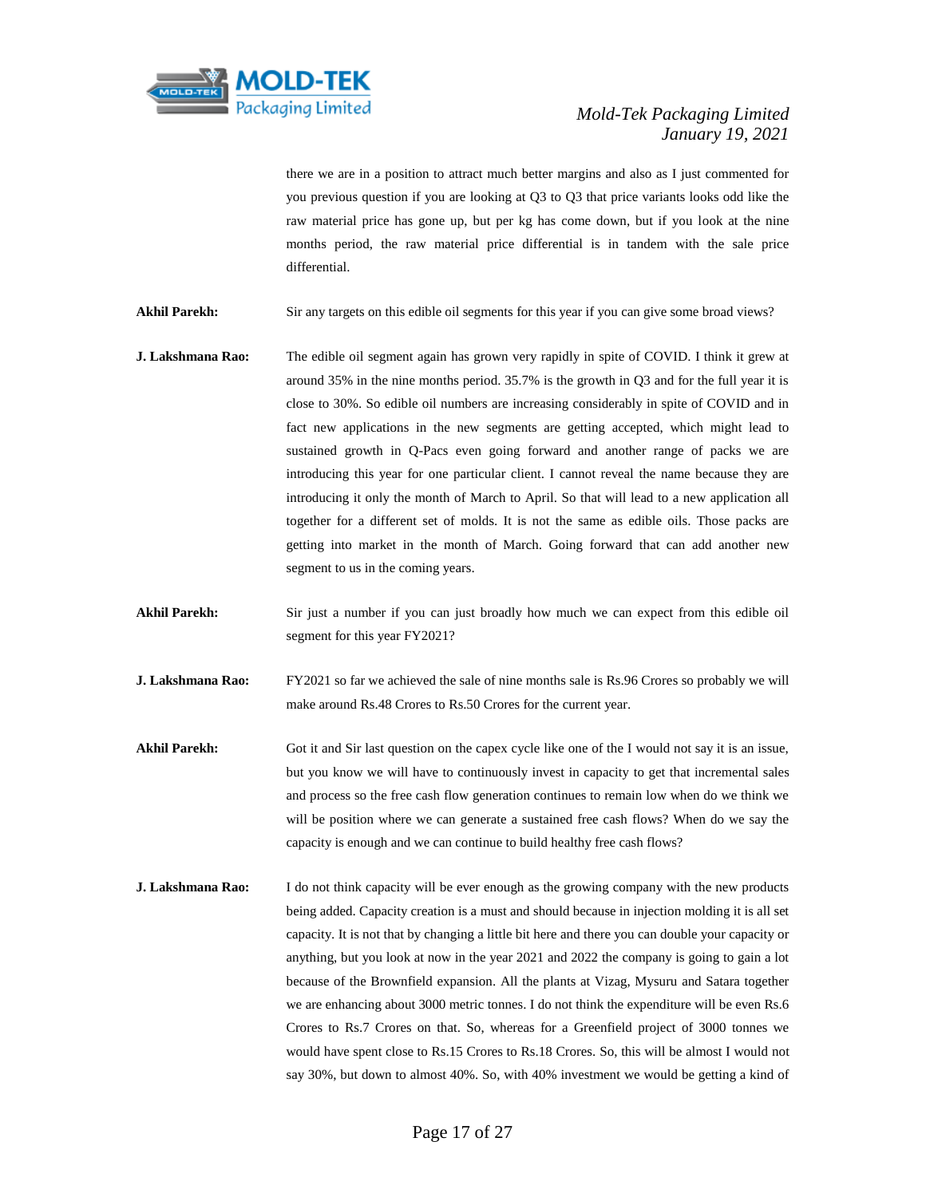there we are in a position to attract much better margins and also as I just commented for you previous question if you are looking at Q3 to Q3 that price variants looks odd like the raw material price has gone up, but per kg has come down, but if you look at the nine months period, the raw material price differential is in tandem with the sale price differential.

**Akhil Parekh:** Sir any targets on this edible oil segments for this year if you can give some broad views?

**J. Lakshmana Rao:** The edible oil segment again has grown very rapidly in spite of COVID. I think it grew at around 35% in the nine months period. 35.7% is the growth in Q3 and for the full year it is close to 30%. So edible oil numbers are increasing considerably in spite of COVID and in fact new applications in the new segments are getting accepted, which might lead to sustained growth in Q-Pacs even going forward and another range of packs we are introducing this year for one particular client. I cannot reveal the name because they are introducing it only the month of March to April. So that will lead to a new application all together for a different set of molds. It is not the same as edible oils. Those packs are getting into market in the month of March. Going forward that can add another new segment to us in the coming years.

**Akhil Parekh:** Sir just a number if you can just broadly how much we can expect from this edible oil segment for this year FY2021?

**J. Lakshmana Rao:** FY2021 so far we achieved the sale of nine months sale is Rs.96 Crores so probably we will make around Rs.48 Crores to Rs.50 Crores for the current year.

**Akhil Parekh:** Got it and Sir last question on the capex cycle like one of the I would not say it is an issue, but you know we will have to continuously invest in capacity to get that incremental sales and process so the free cash flow generation continues to remain low when do we think we will be position where we can generate a sustained free cash flows? When do we say the capacity is enough and we can continue to build healthy free cash flows?

**J. Lakshmana Rao:** I do not think capacity will be ever enough as the growing company with the new products being added. Capacity creation is a must and should because in injection molding it is all set capacity. It is not that by changing a little bit here and there you can double your capacity or anything, but you look at now in the year 2021 and 2022 the company is going to gain a lot because of the Brownfield expansion. All the plants at Vizag, Mysuru and Satara together we are enhancing about 3000 metric tonnes. I do not think the expenditure will be even Rs.6 Crores to Rs.7 Crores on that. So, whereas for a Greenfield project of 3000 tonnes we would have spent close to Rs.15 Crores to Rs.18 Crores. So, this will be almost I would not say 30%, but down to almost 40%. So, with 40% investment we would be getting a kind of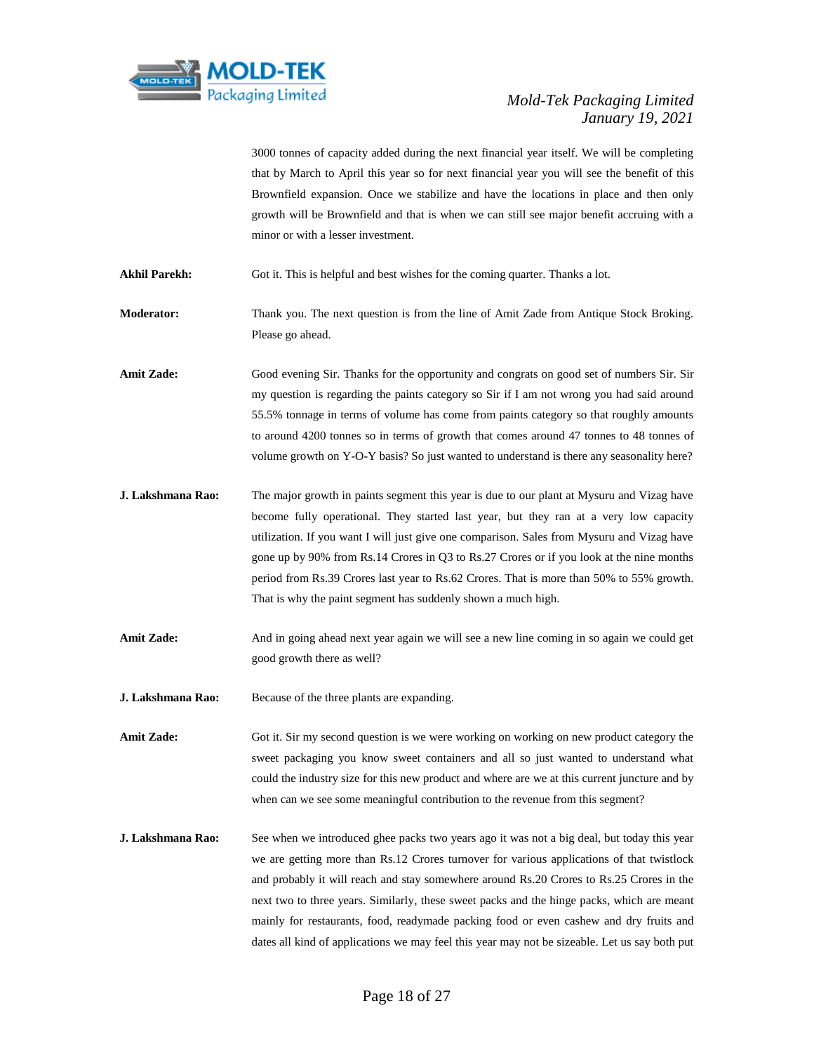3000 tonnes of capacity added during the next financial year itself. We will be completing that by March to April this year so for next financial year you will see the benefit of this Brownfield expansion. Once we stabilize and have the locations in place and then only growth will be Brownfield and that is when we can still see major benefit accruing with a minor or with a lesser investment.

**Akhil Parekh:** Got it. This is helpful and best wishes for the coming quarter. Thanks a lot.

**Moderator:** Thank you. The next question is from the line of Amit Zade from Antique Stock Broking. Please go ahead.

**Amit Zade:** Good evening Sir. Thanks for the opportunity and congrats on good set of numbers Sir. Sir my question is regarding the paints category so Sir if I am not wrong you had said around 55.5% tonnage in terms of volume has come from paints category so that roughly amounts to around 4200 tonnes so in terms of growth that comes around 47 tonnes to 48 tonnes of volume growth on Y-O-Y basis? So just wanted to understand is there any seasonality here?

**J. Lakshmana Rao:** The major growth in paints segment this year is due to our plant at Mysuru and Vizag have become fully operational. They started last year, but they ran at a very low capacity utilization. If you want I will just give one comparison. Sales from Mysuru and Vizag have gone up by 90% from Rs.14 Crores in Q3 to Rs.27 Crores or if you look at the nine months period from Rs.39 Crores last year to Rs.62 Crores. That is more than 50% to 55% growth. That is why the paint segment has suddenly shown a much high.

**Amit Zade:** And in going ahead next year again we will see a new line coming in so again we could get good growth there as well?

**J. Lakshmana Rao:** Because of the three plants are expanding.

**Amit Zade:** Got it. Sir my second question is we were working on working on new product category the sweet packaging you know sweet containers and all so just wanted to understand what could the industry size for this new product and where are we at this current juncture and by when can we see some meaningful contribution to the revenue from this segment?

**J. Lakshmana Rao:** See when we introduced ghee packs two years ago it was not a big deal, but today this year we are getting more than Rs.12 Crores turnover for various applications of that twistlock and probably it will reach and stay somewhere around Rs.20 Crores to Rs.25 Crores in the next two to three years. Similarly, these sweet packs and the hinge packs, which are meant mainly for restaurants, food, readymade packing food or even cashew and dry fruits and dates all kind of applications we may feel this year may not be sizeable. Let us say both put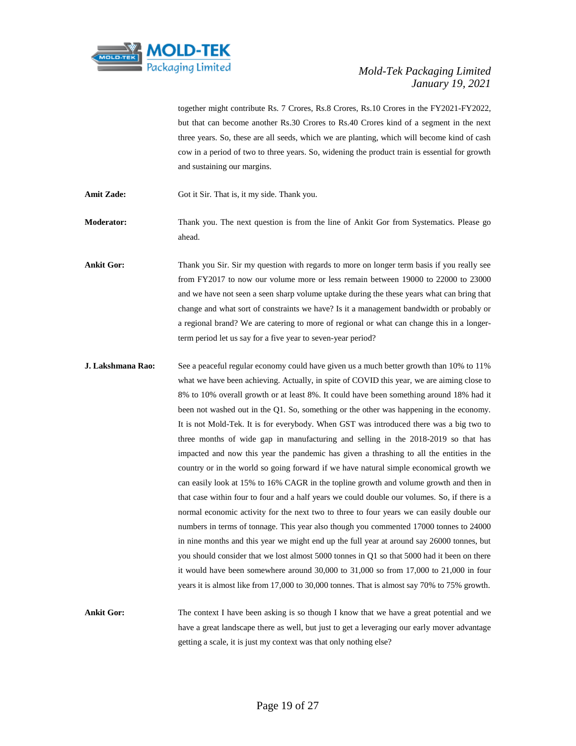together might contribute Rs. 7 Crores, Rs.8 Crores, Rs.10 Crores in the FY2021-FY2022, but that can become another Rs.30 Crores to Rs.40 Crores kind of a segment in the next three years. So, these are all seeds, which we are planting, which will become kind of cash cow in a period of two to three years. So, widening the product train is essential for growth and sustaining our margins.

**Amit Zade:** Got it Sir. That is, it my side. Thank you.

**Moderator:** Thank you. The next question is from the line of Ankit Gor from Systematics. Please go ahead.

**Ankit Gor:** Thank you Sir. Sir my question with regards to more on longer term basis if you really see from FY2017 to now our volume more or less remain between 19000 to 22000 to 23000 and we have not seen a seen sharp volume uptake during the these years what can bring that change and what sort of constraints we have? Is it a management bandwidth or probably or a regional brand? We are catering to more of regional or what can change this in a longer-term period let us say for a five year to seven-year period?

**J. Lakshmana Rao:** See a peaceful regular economy could have given us a much better growth than 10% to 11% what we have been achieving. Actually, in spite of COVID this year, we are aiming close to 8% to 10% overall growth or at least 8%. It could have been something around 18% had it been not washed out in the Q1. So, something or the other was happening in the economy. It is not Mold-Tek. It is for everybody. When GST was introduced there was a big two to three months of wide gap in manufacturing and selling in the 2018-2019 so that has impacted and now this year the pandemic has given a thrashing to all the entities in the country or in the world so going forward if we have natural simple economical growth we can easily look at 15% to 16% CAGR in the topline growth and volume growth and then in that case within four to four and a half years we could double our volumes. So, if there is a normal economic activity for the next two to three to four years we can easily double our numbers in terms of tonnage. This year also though you commented 17000 tonnes to 24000 in nine months and this year we might end up the full year at around say 26000 tonnes, but you should consider that we lost almost 5000 tonnes in Q1 so that 5000 had it been on there it would have been somewhere around 30,000 to 31,000 so from 17,000 to 21,000 in four years it is almost like from 17,000 to 30,000 tonnes. That is almost say 70% to 75% growth.

**Ankit Gor:** The context I have been asking is so though I know that we have a great potential and we have a great landscape there as well, but just to get a leveraging our early mover advantage getting a scale, it is just my context was that only nothing else?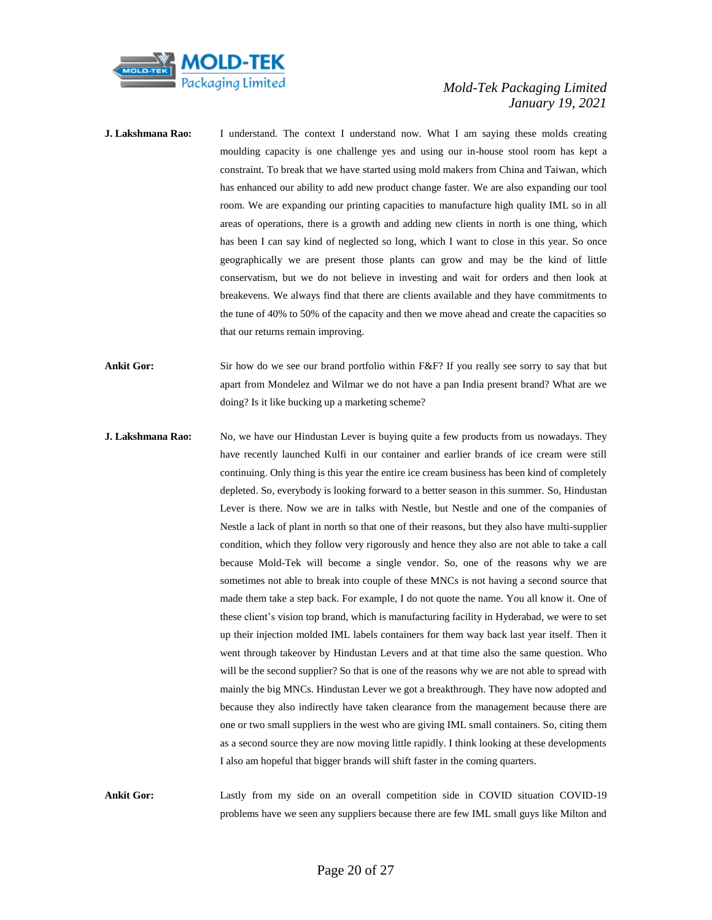**J. Lakshmana Rao:** I understand. The context I understand now. What I am saying these molds creating moulding capacity is one challenge yes and using our in-house stool room has kept a constraint. To break that we have started using mold makers from China and Taiwan, which has enhanced our ability to add new product change faster. We are also expanding our tool room. We are expanding our printing capacities to manufacture high quality IML so in all areas of operations, there is a growth and adding new clients in north is one thing, which has been I can say kind of neglected so long, which I want to close in this year. So once geographically we are present those plants can grow and may be the kind of little conservatism, but we do not believe in investing and wait for orders and then look at breakevens. We always find that there are clients available and they have commitments to the tune of 40% to 50% of the capacity and then we move ahead and create the capacities so that our returns remain improving.

**Ankit Gor:** Sir how do we see our brand portfolio within F&F? If you really see sorry to say that but apart from Mondelez and Wilmar we do not have a pan India present brand? What are we doing? Is it like bucking up a marketing scheme?

**J. Lakshmana Rao:** No, we have our Hindustan Lever is buying quite a few products from us nowadays. They have recently launched Kulfi in our container and earlier brands of ice cream were still continuing. Only thing is this year the entire ice cream business has been kind of completely depleted. So, everybody is looking forward to a better season in this summer. So, Hindustan Lever is there. Now we are in talks with Nestle, but Nestle and one of the companies of Nestle a lack of plant in north so that one of their reasons, but they also have multi-supplier condition, which they follow very rigorously and hence they also are not able to take a call because Mold-Tek will become a single vendor. So, one of the reasons why we are sometimes not able to break into couple of these MNCs is not having a second source that made them take a step back. For example, I do not quote the name. You all know it. One of these client's vision top brand, which is manufacturing facility in Hyderabad, we were to set up their injection molded IML labels containers for them way back last year itself. Then it went through takeover by Hindustan Levers and at that time also the same question. Who will be the second supplier? So that is one of the reasons why we are not able to spread with mainly the big MNCs. Hindustan Lever we got a breakthrough. They have now adopted and because they also indirectly have taken clearance from the management because there are one or two small suppliers in the west who are giving IML small containers. So, citing them as a second source they are now moving little rapidly. I think looking at these developments I also am hopeful that bigger brands will shift faster in the coming quarters.

**Ankit Gor:** Lastly from my side on an overall competition side in COVID situation COVID-19 problems have we seen any suppliers because there are few IML small guys like Milton and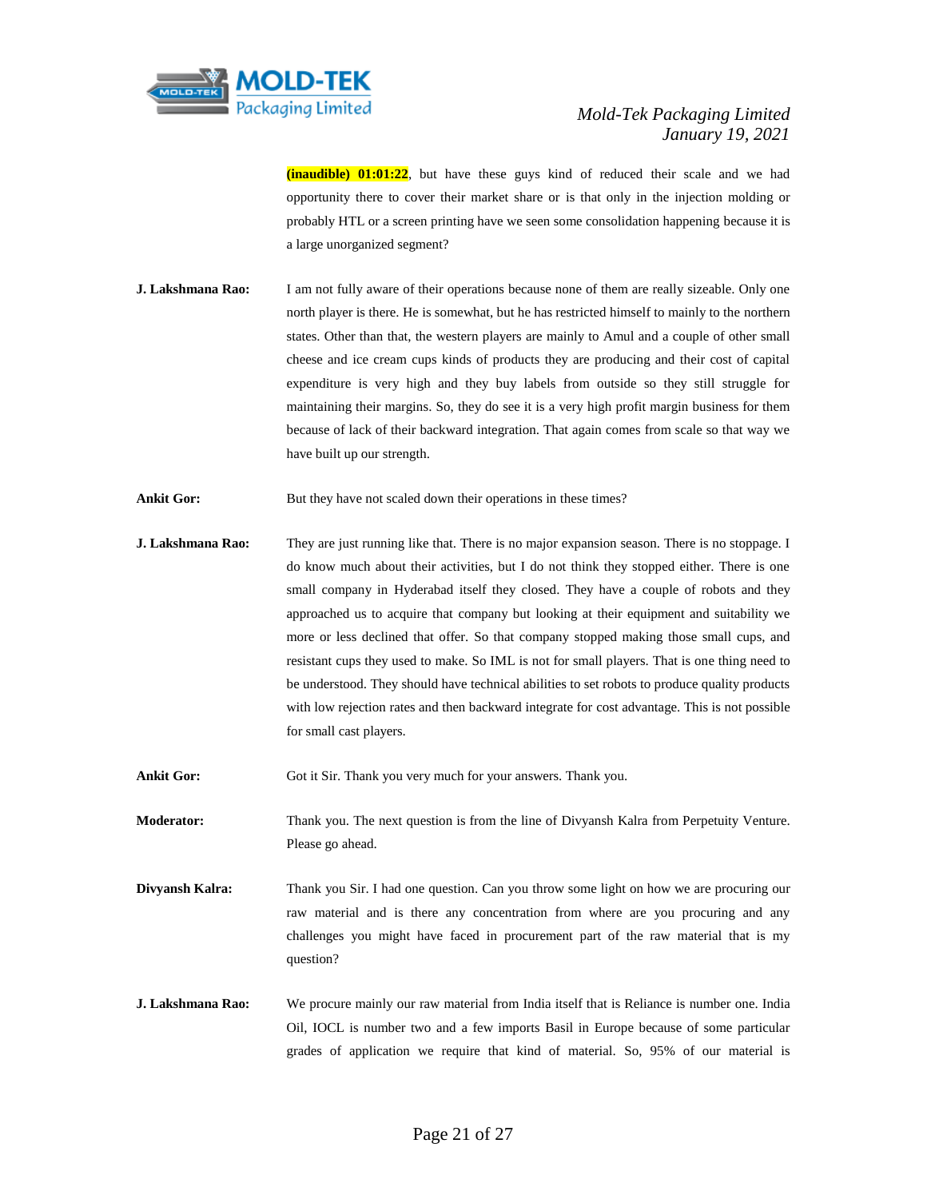**(inaudible) 01:01:22**, but have these guys kind of reduced their scale and we had opportunity there to cover their market share or is that only in the injection molding or probably HTL or a screen printing have we seen some consolidation happening because it is a large unorganized segment?

**J. Lakshmana Rao:** I am not fully aware of their operations because none of them are really sizeable. Only one north player is there. He is somewhat, but he has restricted himself to mainly to the northern states. Other than that, the western players are mainly to Amul and a couple of other small cheese and ice cream cups kinds of products they are producing and their cost of capital expenditure is very high and they buy labels from outside so they still struggle for maintaining their margins. So, they do see it is a very high profit margin business for them because of lack of their backward integration. That again comes from scale so that way we have built up our strength.

**Ankit Gor:** But they have not scaled down their operations in these times?

**J. Lakshmana Rao:** They are just running like that. There is no major expansion season. There is no stoppage. I do know much about their activities, but I do not think they stopped either. There is one small company in Hyderabad itself they closed. They have a couple of robots and they approached us to acquire that company but looking at their equipment and suitability we more or less declined that offer. So that company stopped making those small cups, and resistant cups they used to make. So IML is not for small players. That is one thing need to be understood. They should have technical abilities to set robots to produce quality products with low rejection rates and then backward integrate for cost advantage. This is not possible for small cast players.

**Ankit Gor:** Got it Sir. Thank you very much for your answers. Thank you.

**Moderator:** Thank you. The next question is from the line of Divyansh Kalra from Perpetuity Venture. Please go ahead.

**Divyansh Kalra:** Thank you Sir. I had one question. Can you throw some light on how we are procuring our raw material and is there any concentration from where are you procuring and any challenges you might have faced in procurement part of the raw material that is my question?

**J. Lakshmana Rao:** We procure mainly our raw material from India itself that is Reliance is number one. India Oil, IOCL is number two and a few imports Basil in Europe because of some particular grades of application we require that kind of material. So, 95% of our material is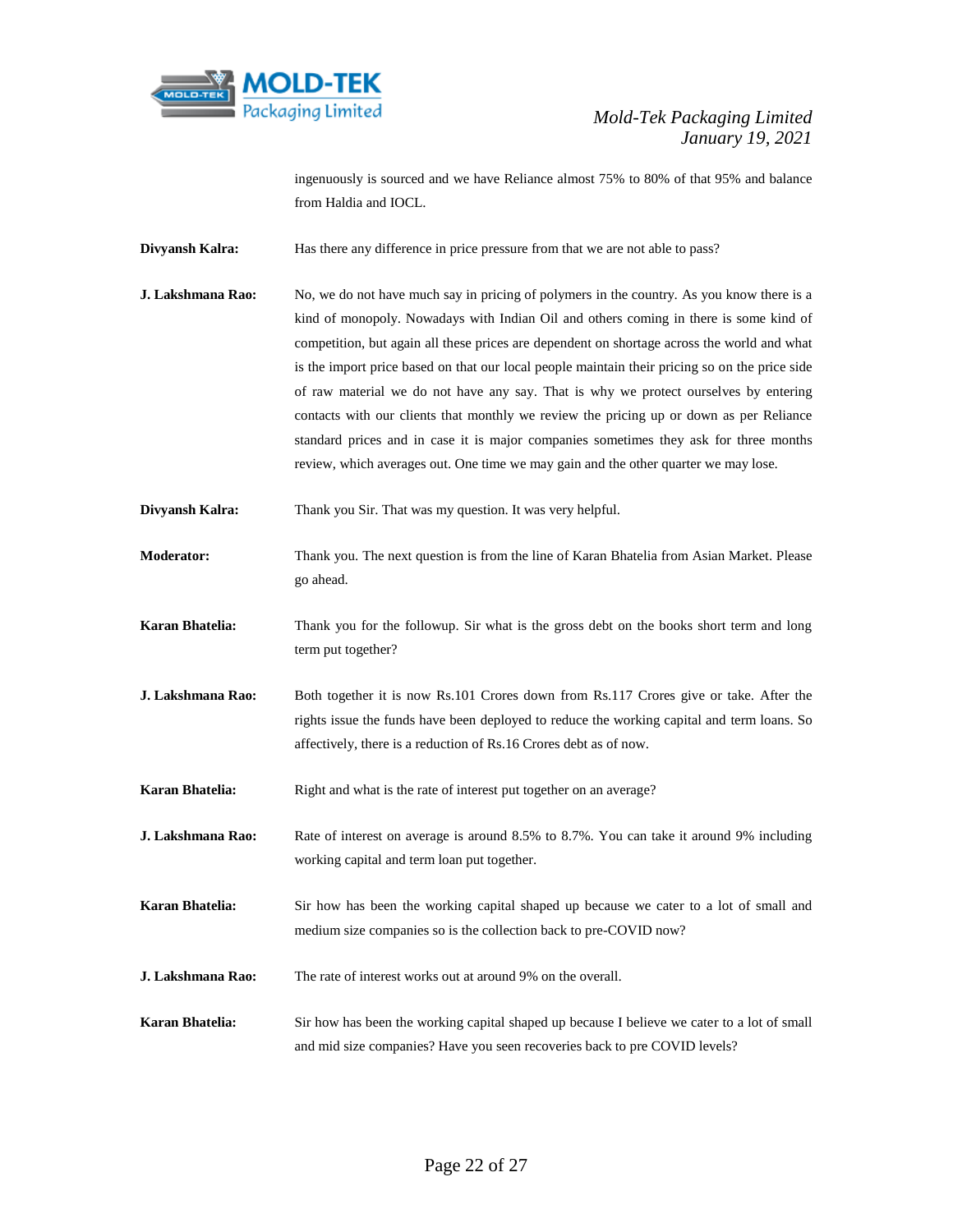ingenuously is sourced and we have Reliance almost 75% to 80% of that 95% and balance from Haldia and IOCL.

**Divyansh Kalra:** Has there any difference in price pressure from that we are not able to pass?

**J. Lakshmana Rao:** No, we do not have much say in pricing of polymers in the country. As you know there is a kind of monopoly. Nowadays with Indian Oil and others coming in there is some kind of competition, but again all these prices are dependent on shortage across the world and what is the import price based on that our local people maintain their pricing so on the price side of raw material we do not have any say. That is why we protect ourselves by entering contacts with our clients that monthly we review the pricing up or down as per Reliance standard prices and in case it is major companies sometimes they ask for three months review, which averages out. One time we may gain and the other quarter we may lose.

**Divyansh Kalra:** Thank you Sir. That was my question. It was very helpful.

**Moderator:** Thank you. The next question is from the line of Karan Bhatelia from Asian Market. Please go ahead.

**Karan Bhatelia:** Thank you for the followup. Sir what is the gross debt on the books short term and long term put together?

**J. Lakshmana Rao:** Both together it is now Rs.101 Crores down from Rs.117 Crores give or take. After the rights issue the funds have been deployed to reduce the working capital and term loans. So affectively, there is a reduction of Rs.16 Crores debt as of now.

**Karan Bhatelia:** Right and what is the rate of interest put together on an average?

**J. Lakshmana Rao:** Rate of interest on average is around 8.5% to 8.7%. You can take it around 9% including working capital and term loan put together.

**Karan Bhatelia:** Sir how has been the working capital shaped up because we cater to a lot of small and medium size companies so is the collection back to pre-COVID now?

**J. Lakshmana Rao:** The rate of interest works out at around 9% on the overall.

**Karan Bhatelia:** Sir how has been the working capital shaped up because I believe we cater to a lot of small and mid size companies? Have you seen recoveries back to pre COVID levels?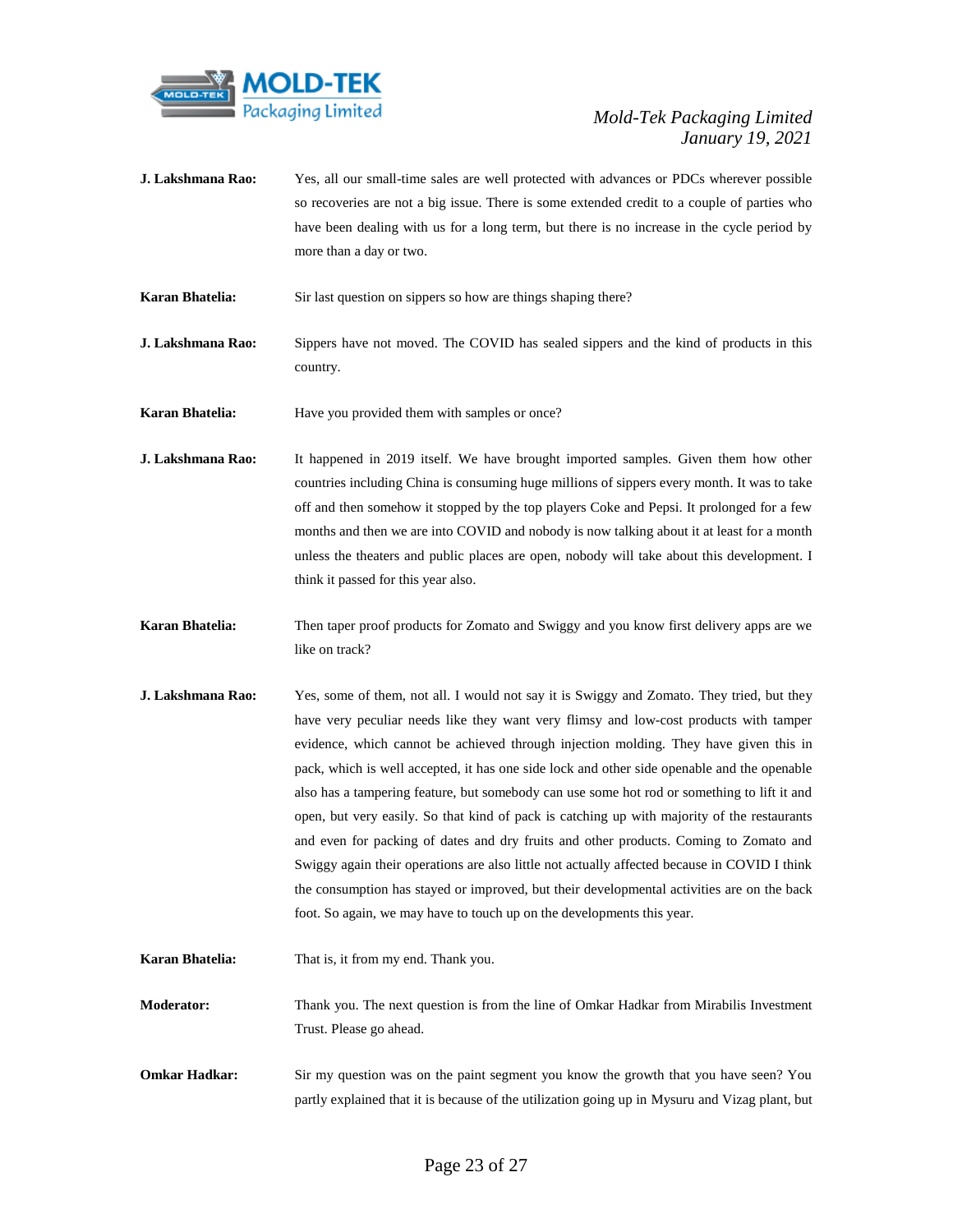**J. Lakshmana Rao:** Yes, all our small-time sales are well protected with advances or PDCs wherever possible so recoveries are not a big issue. There is some extended credit to a couple of parties who have been dealing with us for a long term, but there is no increase in the cycle period by more than a day or two.

**Karan Bhatelia:** Sir last question on sippers so how are things shaping there?

**J. Lakshmana Rao:** Sippers have not moved. The COVID has sealed sippers and the kind of products in this country.

**Karan Bhatelia:** Have you provided them with samples or once?

**J. Lakshmana Rao:** It happened in 2019 itself. We have brought imported samples. Given them how other countries including China is consuming huge millions of sippers every month. It was to take off and then somehow it stopped by the top players Coke and Pepsi. It prolonged for a few months and then we are into COVID and nobody is now talking about it at least for a month unless the theaters and public places are open, nobody will take about this development. I think it passed for this year also.

**Karan Bhatelia:** Then taper proof products for Zomato and Swiggy and you know first delivery apps are we like on track?

**J. Lakshmana Rao:** Yes, some of them, not all. I would not say it is Swiggy and Zomato. They tried, but they have very peculiar needs like they want very flimsy and low-cost products with tamper evidence, which cannot be achieved through injection molding. They have given this in pack, which is well accepted, it has one side lock and other side openable and the openable also has a tampering feature, but somebody can use some hot rod or something to lift it and open, but very easily. So that kind of pack is catching up with majority of the restaurants and even for packing of dates and dry fruits and other products. Coming to Zomato and Swiggy again their operations are also little not actually affected because in COVID I think the consumption has stayed or improved, but their developmental activities are on the back foot. So again, we may have to touch up on the developments this year.

**Karan Bhatelia:** That is, it from my end. Thank you.

**Moderator:** Thank you. The next question is from the line of Omkar Hadkar from Mirabilis Investment Trust. Please go ahead.

**Omkar Hadkar:** Sir my question was on the paint segment you know the growth that you have seen? You partly explained that it is because of the utilization going up in Mysuru and Vizag plant, but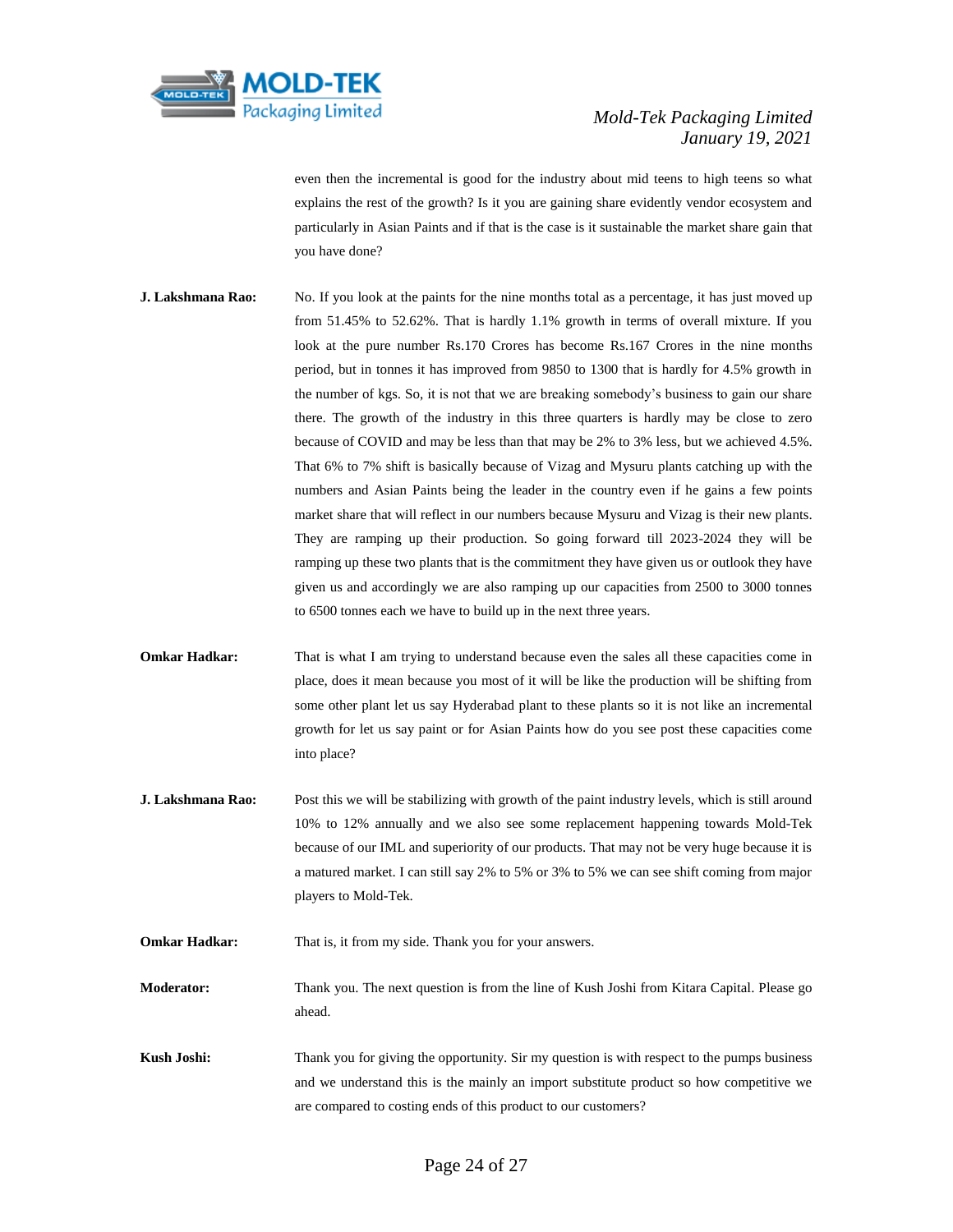even then the incremental is good for the industry about mid teens to high teens so what explains the rest of the growth? Is it you are gaining share evidently vendor ecosystem and particularly in Asian Paints and if that is the case is it sustainable the market share gain that you have done?

**J. Lakshmana Rao:** No. If you look at the paints for the nine months total as a percentage, it has just moved up from 51.45% to 52.62%. That is hardly 1.1% growth in terms of overall mixture. If you look at the pure number Rs.170 Crores has become Rs.167 Crores in the nine months period, but in tonnes it has improved from 9850 to 1300 that is hardly for 4.5% growth in the number of kgs. So, it is not that we are breaking somebody's business to gain our share there. The growth of the industry in this three quarters is hardly may be close to zero because of COVID and may be less than that may be 2% to 3% less, but we achieved 4.5%. That 6% to 7% shift is basically because of Vizag and Mysuru plants catching up with the numbers and Asian Paints being the leader in the country even if he gains a few points market share that will reflect in our numbers because Mysuru and Vizag is their new plants. They are ramping up their production. So going forward till 2023-2024 they will be ramping up these two plants that is the commitment they have given us or outlook they have given us and accordingly we are also ramping up our capacities from 2500 to 3000 tonnes to 6500 tonnes each we have to build up in the next three years.

**Omkar Hadkar:** That is what I am trying to understand because even the sales all these capacities come in place, does it mean because you most of it will be like the production will be shifting from some other plant let us say Hyderabad plant to these plants so it is not like an incremental growth for let us say paint or for Asian Paints how do you see post these capacities come into place?

**J. Lakshmana Rao:** Post this we will be stabilizing with growth of the paint industry levels, which is still around 10% to 12% annually and we also see some replacement happening towards Mold-Tek because of our IML and superiority of our products. That may not be very huge because it is a matured market. I can still say 2% to 5% or 3% to 5% we can see shift coming from major players to Mold-Tek.

**Omkar Hadkar:** That is, it from my side. Thank you for your answers.

**Moderator:** Thank you. The next question is from the line of Kush Joshi from Kitara Capital. Please go ahead.

**Kush Joshi:** Thank you for giving the opportunity. Sir my question is with respect to the pumps business and we understand this is the mainly an import substitute product so how competitive we are compared to costing ends of this product to our customers?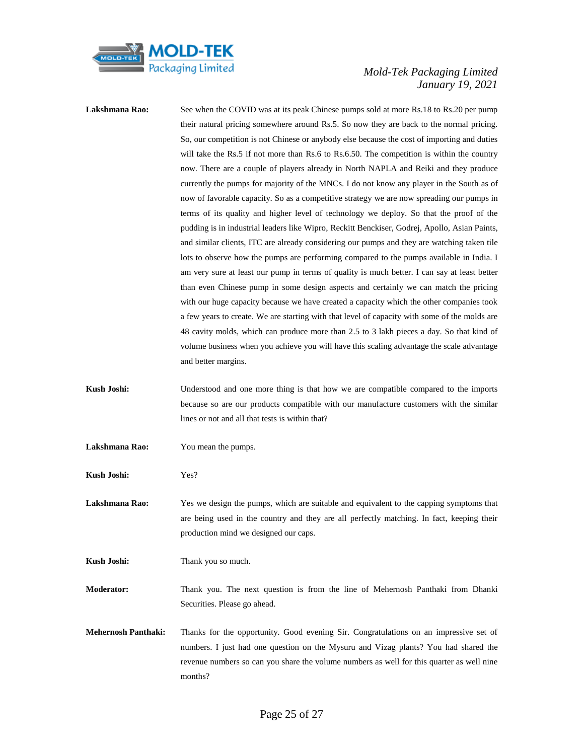**Lakshmana Rao:** See when the COVID was at its peak Chinese pumps sold at more Rs.18 to Rs.20 per pump their natural pricing somewhere around Rs.5. So now they are back to the normal pricing. So, our competition is not Chinese or anybody else because the cost of importing and duties will take the Rs.5 if not more than Rs.6 to Rs.6.50. The competition is within the country now. There are a couple of players already in North NAPLA and Reiki and they produce currently the pumps for majority of the MNCs. I do not know any player in the South as of now of favorable capacity. So as a competitive strategy we are now spreading our pumps in terms of its quality and higher level of technology we deploy. So that the proof of the pudding is in industrial leaders like Wipro, Reckitt Benckiser, Godrej, Apollo, Asian Paints, and similar clients, ITC are already considering our pumps and they are watching taken tile lots to observe how the pumps are performing compared to the pumps available in India. I am very sure at least our pump in terms of quality is much better. I can say at least better than even Chinese pump in some design aspects and certainly we can match the pricing with our huge capacity because we have created a capacity which the other companies took a few years to create. We are starting with that level of capacity with some of the molds are 48 cavity molds, which can produce more than 2.5 to 3 lakh pieces a day. So that kind of volume business when you achieve you will have this scaling advantage the scale advantage and better margins.

**Kush Joshi:** Understood and one more thing is that how we are compatible compared to the imports because so are our products compatible with our manufacture customers with the similar lines or not and all that tests is within that?

**Lakshmana Rao:** You mean the pumps.

**Kush Joshi:** Yes?

**Lakshmana Rao:** Yes we design the pumps, which are suitable and equivalent to the capping symptoms that are being used in the country and they are all perfectly matching. In fact, keeping their production mind we designed our caps.

**Kush Joshi:** Thank you so much.

**Moderator:** Thank you. The next question is from the line of Mehernosh Panthaki from Dhanki Securities. Please go ahead.

**Mehernosh Panthaki:** Thanks for the opportunity. Good evening Sir. Congratulations on an impressive set of numbers. I just had one question on the Mysuru and Vizag plants? You had shared the revenue numbers so can you share the volume numbers as well for this quarter as well nine months?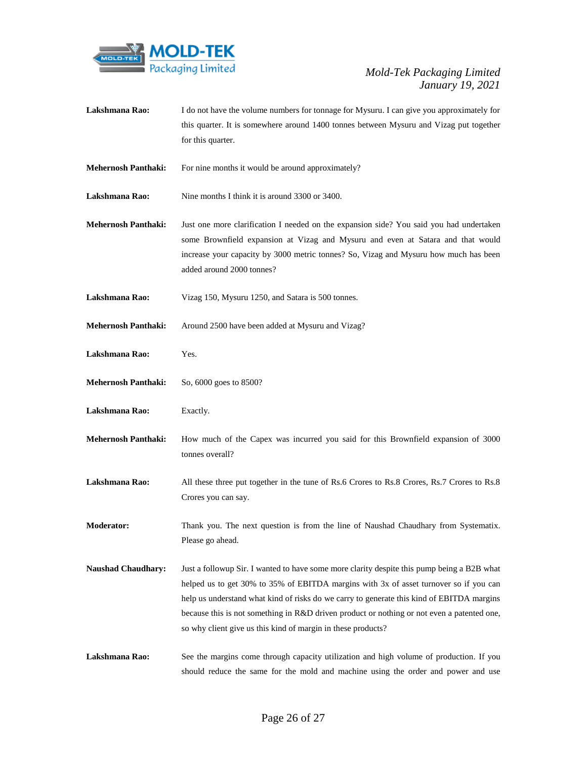**Lakshmana Rao:** I do not have the volume numbers for tonnage for Mysuru. I can give you approximately for this quarter. It is somewhere around 1400 tonnes between Mysuru and Vizag put together for this quarter.

**Mehernosh Panthaki:** For nine months it would be around approximately?

**Lakshmana Rao:** Nine months I think it is around 3300 or 3400.

**Mehernosh Panthaki:** Just one more clarification I needed on the expansion side? You said you had undertaken some Brownfield expansion at Vizag and Mysuru and even at Satara and that would increase your capacity by 3000 metric tonnes? So, Vizag and Mysuru how much has been added around 2000 tonnes?

**Lakshmana Rao:** Vizag 150, Mysuru 1250, and Satara is 500 tonnes.

**Mehernosh Panthaki:** Around 2500 have been added at Mysuru and Vizag?

**Lakshmana Rao:** Yes.

**Mehernosh Panthaki:** So, 6000 goes to 8500?

**Lakshmana Rao:** Exactly.

**Mehernosh Panthaki:** How much of the Capex was incurred you said for this Brownfield expansion of 3000 tonnes overall?

**Lakshmana Rao:** All these three put together in the tune of Rs.6 Crores to Rs.8 Crores, Rs.7 Crores to Rs.8 Crores you can say.

**Moderator:** Thank you. The next question is from the line of Naushad Chaudhary from Systematix. Please go ahead.

**Naushad Chaudhary:** Just a followup Sir. I wanted to have some more clarity despite this pump being a B2B what helped us to get 30% to 35% of EBITDA margins with 3x of asset turnover so if you can help us understand what kind of risks do we carry to generate this kind of EBITDA margins because this is not something in R&D driven product or nothing or not even a patented one, so why client give us this kind of margin in these products?

**Lakshmana Rao:** See the margins come through capacity utilization and high volume of production. If you should reduce the same for the mold and machine using the order and power and use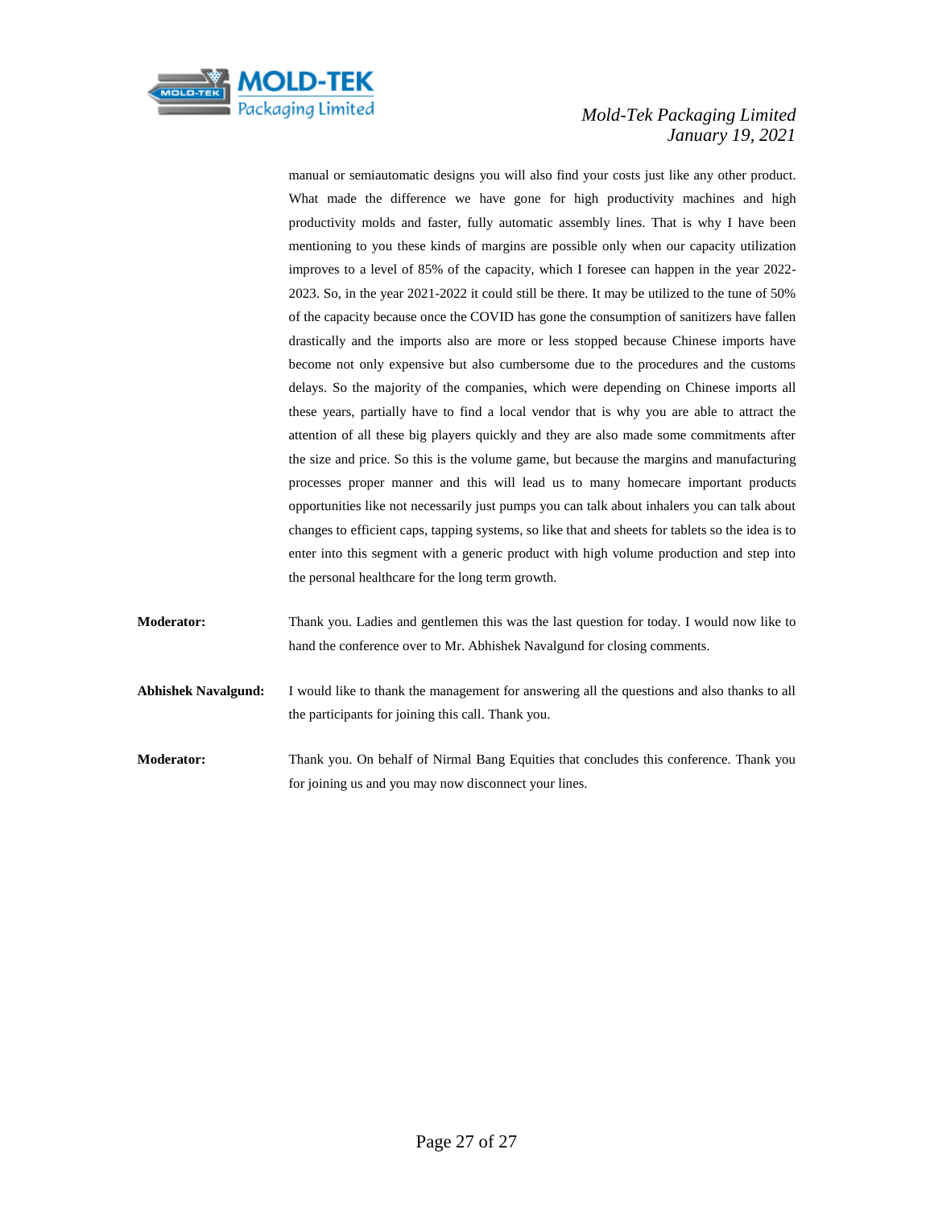manual or semiautomatic designs you will also find your costs just like any other product. What made the difference we have gone for high productivity machines and high productivity molds and faster, fully automatic assembly lines. That is why I have been mentioning to you these kinds of margins are possible only when our capacity utilization improves to a level of 85% of the capacity, which I foresee can happen in the year 2022-2023. So, in the year 2021-2022 it could still be there. It may be utilized to the tune of 50% of the capacity because once the COVID has gone the consumption of sanitizers have fallen drastically and the imports also are more or less stopped because Chinese imports have become not only expensive but also cumbersome due to the procedures and the customs delays. So the majority of the companies, which were depending on Chinese imports all these years, partially have to find a local vendor that is why you are able to attract the attention of all these big players quickly and they are also made some commitments after the size and price. So this is the volume game, but because the margins and manufacturing processes proper manner and this will lead us to many homecare important products opportunities like not necessarily just pumps you can talk about inhalers you can talk about changes to efficient caps, tapping systems, so like that and sheets for tablets so the idea is to enter into this segment with a generic product with high volume production and step into the personal healthcare for the long term growth.

**Moderator:** Thank you. Ladies and gentlemen this was the last question for today. I would now like to hand the conference over to Mr. Abhishek Navalgund for closing comments.

**Abhishek Navalgund:** I would like to thank the management for answering all the questions and also thanks to all the participants for joining this call. Thank you.

**Moderator:** Thank you. On behalf of Nirmal Bang Equities that concludes this conference. Thank you for joining us and you may now disconnect your lines.